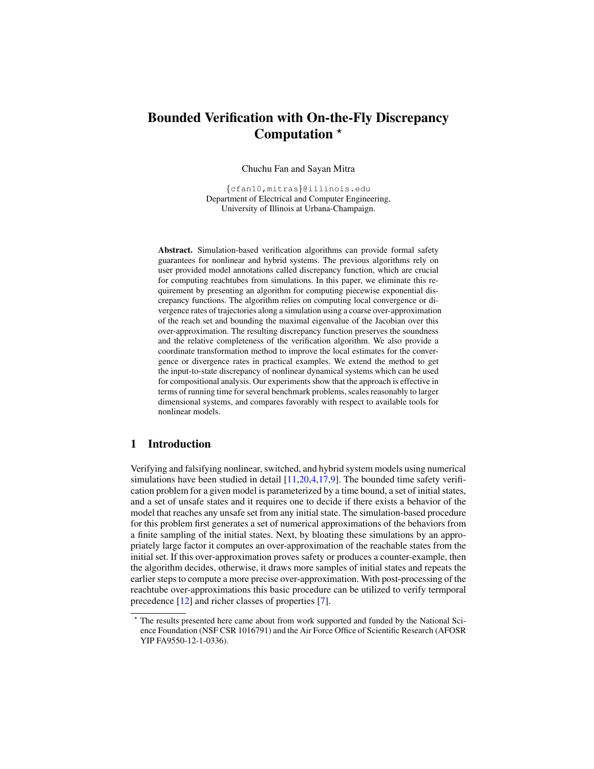# Bounded Verification with On-the-Fly Discrepancy Computation ⋆

Chuchu Fan and Sayan Mitra

{cfan10,mitras}@illinois.edu
Department of Electrical and Computer Engineering,
University of Illinois at Urbana-Champaign.

**Abstract.** Simulation-based verification algorithms can provide formal safety guarantees for nonlinear and hybrid systems. The previous algorithms rely on user provided model annotations called discrepancy function, which are crucial for computing reachtubes from simulations. In this paper, we eliminate this requirement by presenting an algorithm for computing piecewise exponential discrepancy functions. The algorithm relies on computing local convergence or divergence rates of trajectories along a simulation using a coarse over-approximation of the reach set and bounding the maximal eigenvalue of the Jacobian over this over-approximation. The resulting discrepancy function preserves the soundness and the relative completeness of the verification algorithm. We also provide a coordinate transformation method to improve the local estimates for the convergence or divergence rates in practical examples. We extend the method to get the input-to-state discrepancy of nonlinear dynamical systems which can be used for compositional analysis. Our experiments show that the approach is effective in terms of running time for several benchmark problems, scales reasonably to larger dimensional systems, and compares favorably with respect to available tools for nonlinear models.

## 1 Introduction

Verifying and falsifying nonlinear, switched, and hybrid system models using numerical simulations have been studied in detail [11,20,4,17,9]. The bounded time safety verification problem for a given model is parameterized by a time bound, a set of initial states, and a set of unsafe states and it requires one to decide if there exists a behavior of the model that reaches any unsafe set from any initial state. The simulation-based procedure for this problem first generates a set of numerical approximations of the behaviors from a finite sampling of the initial states. Next, by bloating these simulations by an appropriately large factor it computes an over-approximation of the reachable states from the initial set. If this over-approximation proves safety or produces a counter-example, then the algorithm decides, otherwise, it draws more samples of initial states and repeats the earlier steps to compute a more precise over-approximation. With post-processing of the reachtube over-approximations this basic procedure can be utilized to verify termporal precedence [12] and richer classes of properties [7].

⋆ The results presented here came about from work supported and funded by the National Science Foundation (NSF CSR 1016791) and the Air Force Office of Scientific Research (AFOSR YIP FA9550-12-1-0336).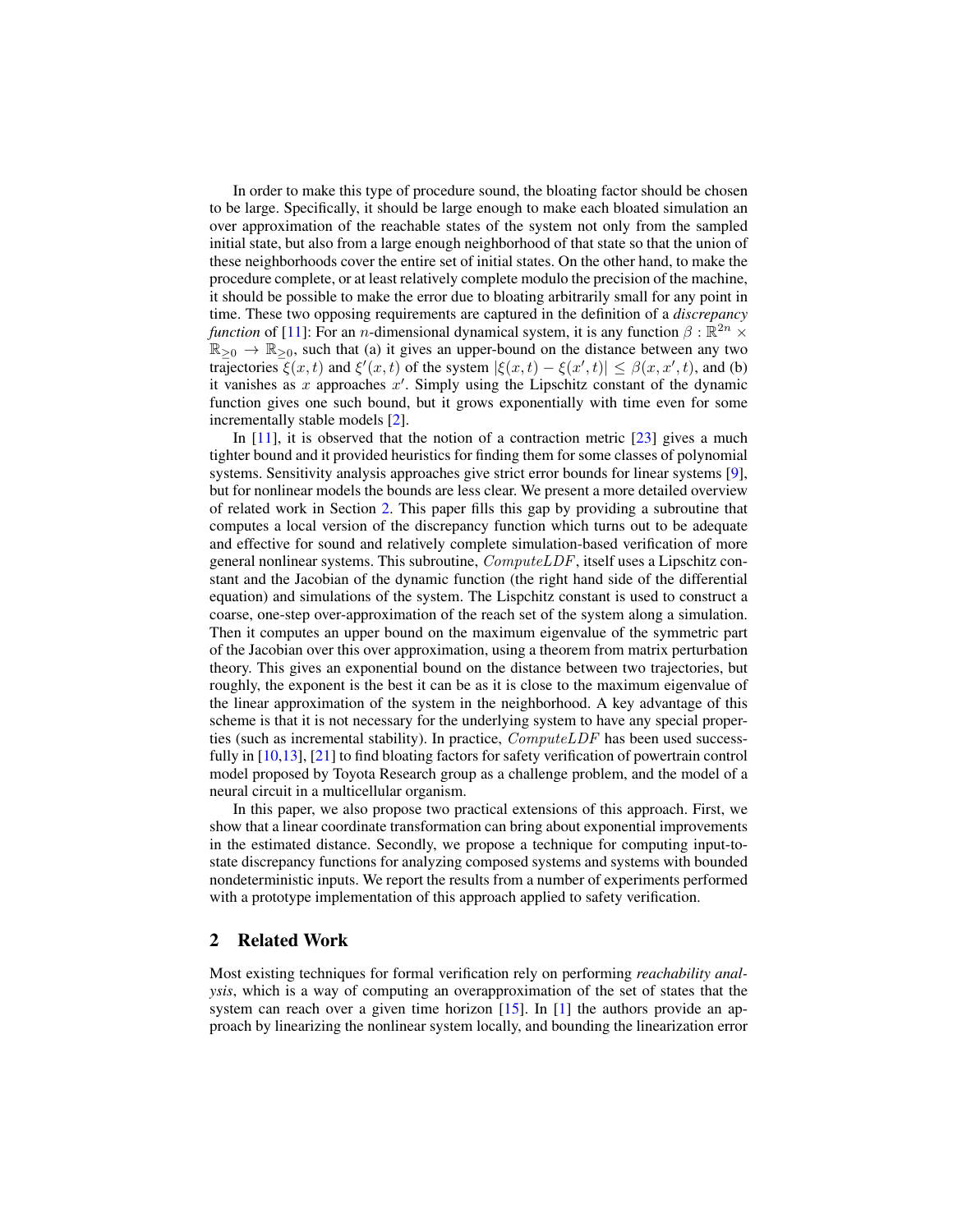In order to make this type of procedure sound, the bloating factor should be chosen to be large. Specifically, it should be large enough to make each bloated simulation an over approximation of the reachable states of the system not only from the sampled initial state, but also from a large enough neighborhood of that state so that the union of these neighborhoods cover the entire set of initial states. On the other hand, to make the procedure complete, or at least relatively complete modulo the precision of the machine, it should be possible to make the error due to bloating arbitrarily small for any point in time. These two opposing requirements are captured in the definition of a *discrepancy function* of [11]: For an $n$-dimensional dynamical system, it is any function $\beta : \mathbb{R}^{2n} \times \mathbb{R}_{\geq 0} \rightarrow \mathbb{R}_{\geq 0}$, such that (a) it gives an upper-bound on the distance between any two trajectories $\xi(x,t)$ and $\xi'(x,t)$ of the system $|\xi(x,t) - \xi(x',t)| \leq \beta(x,x',t)$, and (b) it vanishes as $x$ approaches $x'$. Simply using the Lipschitz constant of the dynamic function gives one such bound, but it grows exponentially with time even for some incrementally stable models [2].

In [11], it is observed that the notion of a contraction metric [23] gives a much tighter bound and it provided heuristics for finding them for some classes of polynomial systems. Sensitivity analysis approaches give strict error bounds for linear systems [9], but for nonlinear models the bounds are less clear. We present a more detailed overview of related work in Section 2. This paper fills this gap by providing a subroutine that computes a local version of the discrepancy function which turns out to be adequate and effective for sound and relatively complete simulation-based verification of more general nonlinear systems. This subroutine, $ComputeLDF$, itself uses a Lipschitz constant and the Jacobian of the dynamic function (the right hand side of the differential equation) and simulations of the system. The Lispchitz constant is used to construct a coarse, one-step over-approximation of the reach set of the system along a simulation. Then it computes an upper bound on the maximum eigenvalue of the symmetric part of the Jacobian over this over approximation, using a theorem from matrix perturbation theory. This gives an exponential bound on the distance between two trajectories, but roughly, the exponent is the best it can be as it is close to the maximum eigenvalue of the linear approximation of the system in the neighborhood. A key advantage of this scheme is that it is not necessary for the underlying system to have any special properties (such as incremental stability). In practice, $ComputeLDF$ has been used successfully in [10,13], [21] to find bloating factors for safety verification of powertrain control model proposed by Toyota Research group as a challenge problem, and the model of a neural circuit in a multicellular organism.

In this paper, we also propose two practical extensions of this approach. First, we show that a linear coordinate transformation can bring about exponential improvements in the estimated distance. Secondly, we propose a technique for computing input-to-state discrepancy functions for analyzing composed systems and systems with bounded nondeterministic inputs. We report the results from a number of experiments performed with a prototype implementation of this approach applied to safety verification.

## 2 Related Work

Most existing techniques for formal verification rely on performing *reachability analysis*, which is a way of computing an overapproximation of the set of states that the system can reach over a given time horizon [15]. In [1] the authors provide an approach by linearizing the nonlinear system locally, and bounding the linearization error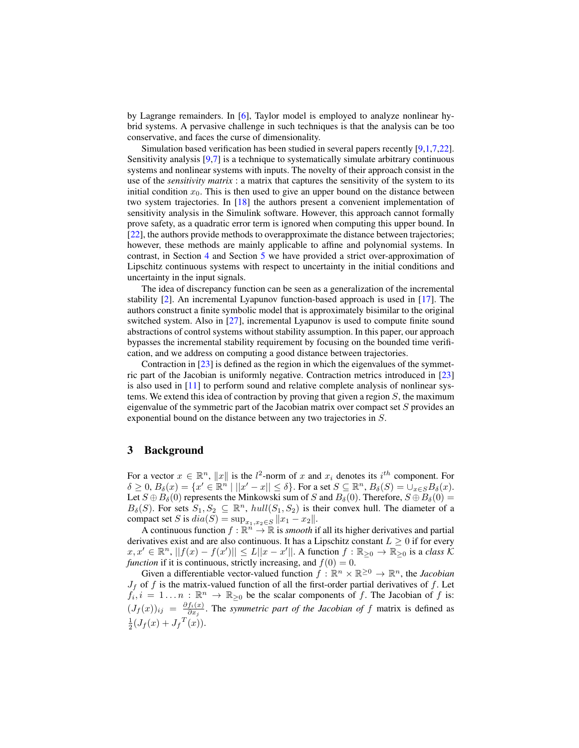by Lagrange remainders. In [6], Taylor model is employed to analyze nonlinear hybrid systems. A pervasive challenge in such techniques is that the analysis can be too conservative, and faces the curse of dimensionality.

Simulation based verification has been studied in several papers recently [9,1,7,22]. Sensitivity analysis [9,7] is a technique to systematically simulate arbitrary continuous systems and nonlinear systems with inputs. The novelty of their approach consist in the use of the *sensitivity matrix* : a matrix that captures the sensitivity of the system to its initial condition $x_0$. This is then used to give an upper bound on the distance between two system trajectories. In [18] the authors present a convenient implementation of sensitivity analysis in the Simulink software. However, this approach cannot formally prove safety, as a quadratic error term is ignored when computing this upper bound. In [22], the authors provide methods to overapproximate the distance between trajectories; however, these methods are mainly applicable to affine and polynomial systems. In contrast, in Section 4 and Section 5 we have provided a strict over-approximation of Lipschitz continuous systems with respect to uncertainty in the initial conditions and uncertainty in the input signals.

The idea of discrepancy function can be seen as a generalization of the incremental stability [2]. An incremental Lyapunov function-based approach is used in [17]. The authors construct a finite symbolic model that is approximately bisimilar to the original switched system. Also in [27], incremental Lyapunov is used to compute finite sound abstractions of control systems without stability assumption. In this paper, our approach bypasses the incremental stability requirement by focusing on the bounded time verification, and we address on computing a good distance between trajectories.

Contraction in [23] is defined as the region in which the eigenvalues of the symmetric part of the Jacobian is uniformly negative. Contraction metrics introduced in [23] is also used in [11] to perform sound and relative complete analysis of nonlinear systems. We extend this idea of contraction by proving that given a region $S$, the maximum eigenvalue of the symmetric part of the Jacobian matrix over compact set $S$ provides an exponential bound on the distance between any two trajectories in $S$.

## 3 Background

For a vector $x \in \mathbb{R}^n$, $\|x\|$ is the $l^2$-norm of $x$ and $x_i$ denotes its $i^{th}$ component. For $\delta \geq 0$, $B_\delta(x) = \{x' \in \mathbb{R}^n \mid ||x' - x|| \leq \delta\}$. For a set $S \subseteq \mathbb{R}^n$, $B_\delta(S) = \cup_{x \in S} B_\delta(x)$. Let $S \oplus B_\delta(0)$ represents the Minkowski sum of $S$ and $B_\delta(0)$. Therefore, $S \oplus B_\delta(0) = B_\delta(S)$. For sets $S_1, S_2 \subseteq \mathbb{R}^n$, $hull(S_1, S_2)$ is their convex hull. The diameter of a compact set $S$ is $dia(S) = \sup_{x_1, x_2 \in S} \|x_1 - x_2\|$.

A continuous function $f : \mathbb{R}^n \to \mathbb{R}$ is *smooth* if all its higher derivatives and partial derivatives exist and are also continuous. It has a Lipschitz constant $L \geq 0$ if for every $x, x' \in \mathbb{R}^n$, $||f(x) - f(x')|| \leq L||x - x'||$. A function $f : \mathbb{R}_{\geq 0} \to \mathbb{R}_{\geq 0}$ is a *class $\mathcal{K}$ function* if it is continuous, strictly increasing, and $f(0) = 0$.

Given a differentiable vector-valued function $f : \mathbb{R}^n \times \mathbb{R}^{\geq 0} \to \mathbb{R}^n$, the *Jacobian* $J_f$ of $f$ is the matrix-valued function of all the first-order partial derivatives of $f$. Let $f_i, i = 1 \ldots n : \mathbb{R}^n \to \mathbb{R}_{\geq 0}$ be the scalar components of $f$. The Jacobian of $f$ is: $(J_f(x))_{ij} = \frac{\partial f_i(x)}{\partial x_j}$. The *symmetric part of the Jacobian of $f$* matrix is defined as $\frac{1}{2}(J_f(x) + {J_f}^T(x))$.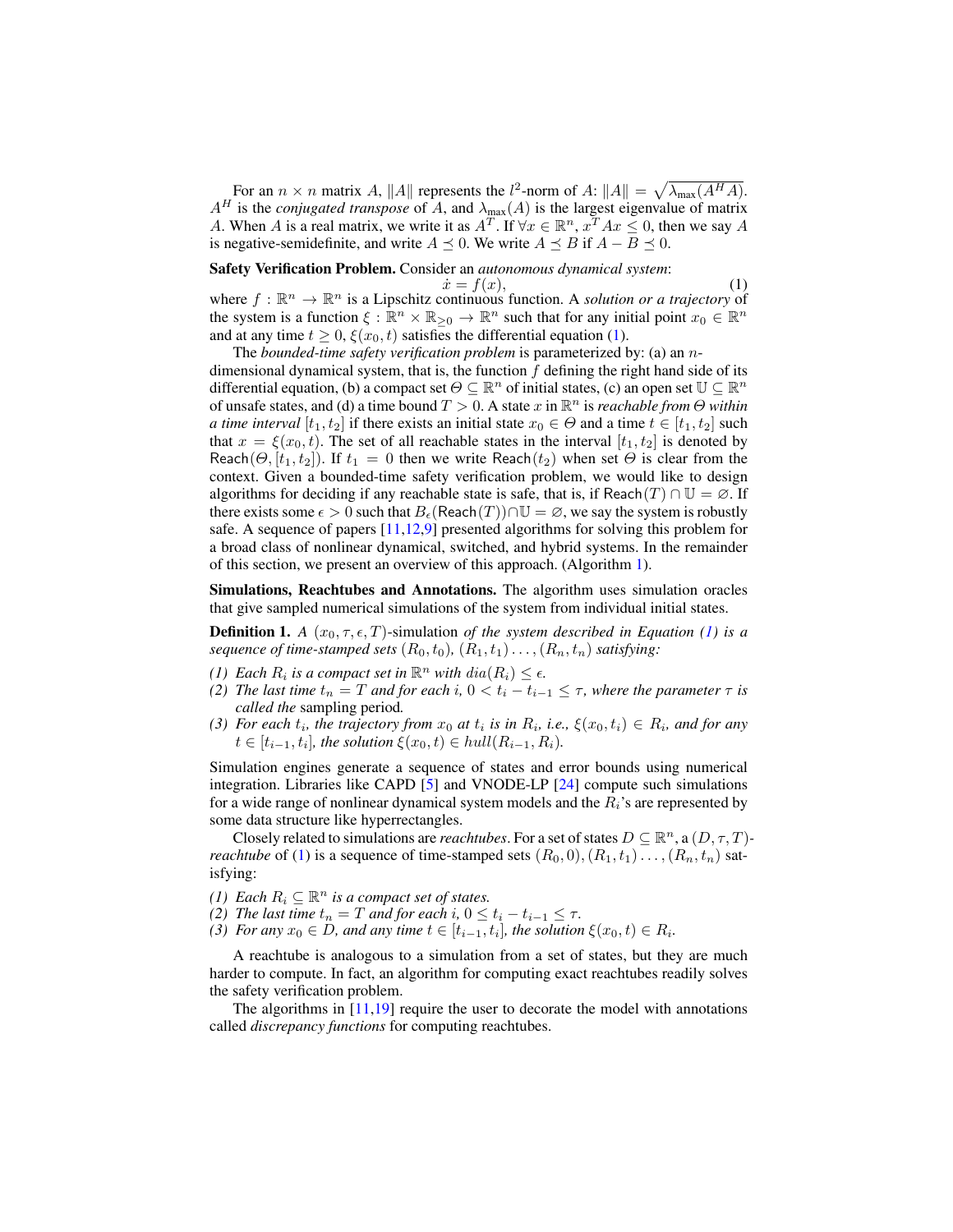For an $n \times n$ matrix $A$, $\|A\|$ represents the $l^2$-norm of $A$: $\|A\| = \sqrt{\lambda_{\max}(A^H A)}$. $A^H$ is the *conjugated transpose* of $A$, and $\lambda_{\max}(A)$ is the largest eigenvalue of matrix $A$. When $A$ is a real matrix, we write it as $A^T$. If $\forall x \in \mathbb{R}^n$, $x^T A x \leq 0$, then we say $A$ is negative-semidefinite, and write $A \preceq 0$. We write $A \preceq B$ if $A - B \preceq 0$.

**Safety Verification Problem.** Consider an *autonomous dynamical system*:

$$\dot{x} = f(x), \tag{1}$$

where $f : \mathbb{R}^n \rightarrow \mathbb{R}^n$ is a Lipschitz continuous function. A *solution or a trajectory* of the system is a function $\xi : \mathbb{R}^n \times \mathbb{R}_{\geq 0} \rightarrow \mathbb{R}^n$ such that for any initial point $x_0 \in \mathbb{R}^n$ and at any time $t \geq 0$, $\xi(x_0, t)$ satisfies the differential equation (1).

The *bounded-time safety verification problem* is parameterized by: (a) an $n$-dimensional dynamical system, that is, the function $f$ defining the right hand side of its differential equation, (b) a compact set $\Theta \subseteq \mathbb{R}^n$ of initial states, (c) an open set $\mathbb{U} \subseteq \mathbb{R}^n$ of unsafe states, and (d) a time bound $T > 0$. A state $x$ in $\mathbb{R}^n$ is *reachable from $\Theta$ within a time interval* $[t_1, t_2]$ if there exists an initial state $x_0 \in \Theta$ and a time $t \in [t_1, t_2]$ such that $x = \xi(x_0, t)$. The set of all reachable states in the interval $[t_1, t_2]$ is denoted by $\mathsf{Reach}(\Theta, [t_1, t_2])$. If $t_1 = 0$ then we write $\mathsf{Reach}(t_2)$ when set $\Theta$ is clear from the context. Given a bounded-time safety verification problem, we would like to design algorithms for deciding if any reachable state is safe, that is, if $\mathsf{Reach}(T) \cap \mathbb{U} = \emptyset$. If there exists some $\epsilon > 0$ such that $B_\epsilon(\mathsf{Reach}(T)) \cap \mathbb{U} = \emptyset$, we say the system is robustly safe. A sequence of papers [11,12,9] presented algorithms for solving this problem for a broad class of nonlinear dynamical, switched, and hybrid systems. In the remainder of this section, we present an overview of this approach. (Algorithm 1).

**Simulations, Reachtubes and Annotations.** The algorithm uses simulation oracles that give sampled numerical simulations of the system from individual initial states.

**Definition 1.** *A $(x_0, \tau, \epsilon, T)$-simulation of the system described in Equation (1) is a sequence of time-stamped sets $(R_0, t_0)$, $(R_1, t_1) \ldots, (R_n, t_n)$ satisfying:*

*(1) Each $R_i$ is a compact set in $\mathbb{R}^n$ with $dia(R_i) \leq \epsilon$.*
*(2) The last time $t_n = T$ and for each $i$, $0 < t_i - t_{i-1} \leq \tau$, where the parameter $\tau$ is called the* sampling period*.*
*(3) For each $t_i$, the trajectory from $x_0$ at $t_i$ is in $R_i$, i.e., $\xi(x_0, t_i) \in R_i$, and for any $t \in [t_{i-1}, t_i]$, the solution $\xi(x_0, t) \in hull(R_{i-1}, R_i)$.*

Simulation engines generate a sequence of states and error bounds using numerical integration. Libraries like CAPD [5] and VNODE-LP [24] compute such simulations for a wide range of nonlinear dynamical system models and the $R_i$'s are represented by some data structure like hyperrectangles.

Closely related to simulations are *reachtubes*. For a set of states $D \subseteq \mathbb{R}^n$, a $(D, \tau, T)$-*reachtube* of (1) is a sequence of time-stamped sets $(R_0, 0), (R_1, t_1) \ldots, (R_n, t_n)$ satisfying:

*(1) Each $R_i \subseteq \mathbb{R}^n$ is a compact set of states.*
*(2) The last time $t_n = T$ and for each $i$, $0 \leq t_i - t_{i-1} \leq \tau$.*
*(3) For any $x_0 \in D$, and any time $t \in [t_{i-1}, t_i]$, the solution $\xi(x_0, t) \in R_i$.*

A reachtube is analogous to a simulation from a set of states, but they are much harder to compute. In fact, an algorithm for computing exact reachtubes readily solves the safety verification problem.

The algorithms in [11,19] require the user to decorate the model with annotations called *discrepancy functions* for computing reachtubes.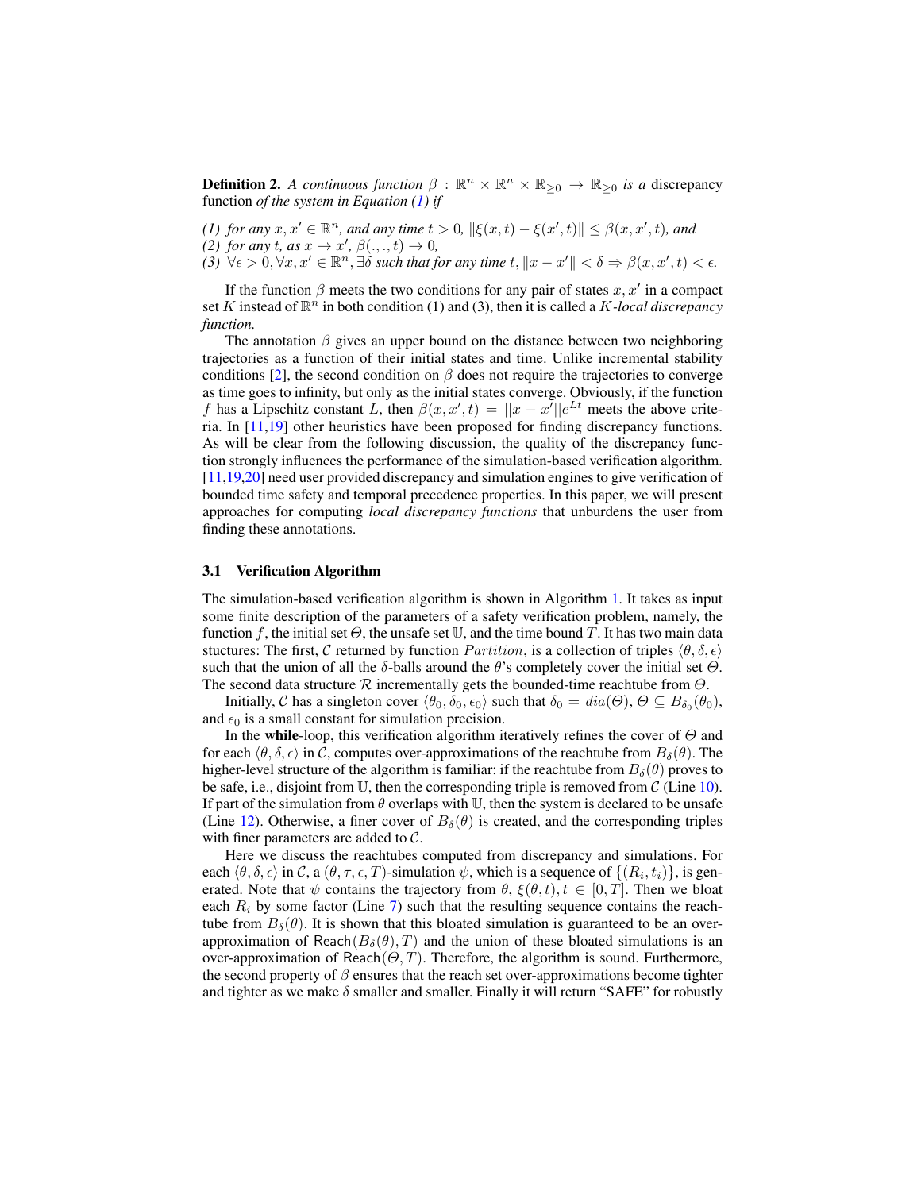**Definition 2.** *A continuous function $\beta : \mathbb{R}^n \times \mathbb{R}^n \times \mathbb{R}_{\geq 0} \to \mathbb{R}_{\geq 0}$ is a* discrepancy function *of the system in Equation (1) if*

*(1) for any $x, x' \in \mathbb{R}^n$, and any time $t > 0$, $\|\xi(x,t) - \xi(x',t)\| \leq \beta(x,x',t)$, and*
*(2) for any $t$, as $x \to x'$, $\beta(.,.,t) \to 0$,*
*(3) $\forall \epsilon > 0, \forall x, x' \in \mathbb{R}^n, \exists \delta$ such that for any time $t$, $\|x - x'\| < \delta \Rightarrow \beta(x,x',t) < \epsilon$.*

If the function $\beta$ meets the two conditions for any pair of states $x, x'$ in a compact set $K$ instead of $\mathbb{R}^n$ in both condition (1) and (3), then it is called a *$K$-local discrepancy function.*

The annotation $\beta$ gives an upper bound on the distance between two neighboring trajectories as a function of their initial states and time. Unlike incremental stability conditions [2], the second condition on $\beta$ does not require the trajectories to converge as time goes to infinity, but only as the initial states converge. Obviously, if the function $f$ has a Lipschitz constant $L$, then $\beta(x,x',t) = ||x - x'||e^{Lt}$ meets the above criteria. In [11,19] other heuristics have been proposed for finding discrepancy functions. As will be clear from the following discussion, the quality of the discrepancy function strongly influences the performance of the simulation-based verification algorithm. [11,19,20] need user provided discrepancy and simulation engines to give verification of bounded time safety and temporal precedence properties. In this paper, we will present approaches for computing *local discrepancy functions* that unburdens the user from finding these annotations.

### 3.1 Verification Algorithm

The simulation-based verification algorithm is shown in Algorithm 1. It takes as input some finite description of the parameters of a safety verification problem, namely, the function $f$, the initial set $\Theta$, the unsafe set $\mathbb{U}$, and the time bound $T$. It has two main data stuctures: The first, $\mathcal{C}$ returned by function $Partition$, is a collection of triples $\langle \theta, \delta, \epsilon \rangle$ such that the union of all the $\delta$-balls around the $\theta$'s completely cover the initial set $\Theta$. The second data structure $\mathcal{R}$ incrementally gets the bounded-time reachtube from $\Theta$.

Initially, $\mathcal{C}$ has a singleton cover $\langle \theta_0, \delta_0, \epsilon_0 \rangle$ such that $\delta_0 = dia(\Theta)$, $\Theta \subseteq B_{\delta_0}(\theta_0)$, and $\epsilon_0$ is a small constant for simulation precision.

In the **while**-loop, this verification algorithm iteratively refines the cover of $\Theta$ and for each $\langle \theta, \delta, \epsilon \rangle$ in $\mathcal{C}$, computes over-approximations of the reachtube from $B_\delta(\theta)$. The higher-level structure of the algorithm is familiar: if the reachtube from $B_\delta(\theta)$ proves to be safe, i.e., disjoint from $\mathbb{U}$, then the corresponding triple is removed from $\mathcal{C}$ (Line 10). If part of the simulation from $\theta$ overlaps with $\mathbb{U}$, then the system is declared to be unsafe (Line 12). Otherwise, a finer cover of $B_\delta(\theta)$ is created, and the corresponding triples with finer parameters are added to $\mathcal{C}$.

Here we discuss the reachtubes computed from discrepancy and simulations. For each $\langle \theta, \delta, \epsilon \rangle$ in $\mathcal{C}$, a $(\theta, \tau, \epsilon, T)$-simulation $\psi$, which is a sequence of $\{(R_i, t_i)\}$, is generated. Note that $\psi$ contains the trajectory from $\theta$, $\xi(\theta, t), t \in [0, T]$. Then we bloat each $R_i$ by some factor (Line 7) such that the resulting sequence contains the reachtube from $B_\delta(\theta)$. It is shown that this bloated simulation is guaranteed to be an over-approximation of $\mathsf{Reach}(B_\delta(\theta), T)$ and the union of these bloated simulations is an over-approximation of $\mathsf{Reach}(\Theta, T)$. Therefore, the algorithm is sound. Furthermore, the second property of $\beta$ ensures that the reach set over-approximations become tighter and tighter as we make $\delta$ smaller and smaller. Finally it will return "SAFE" for robustly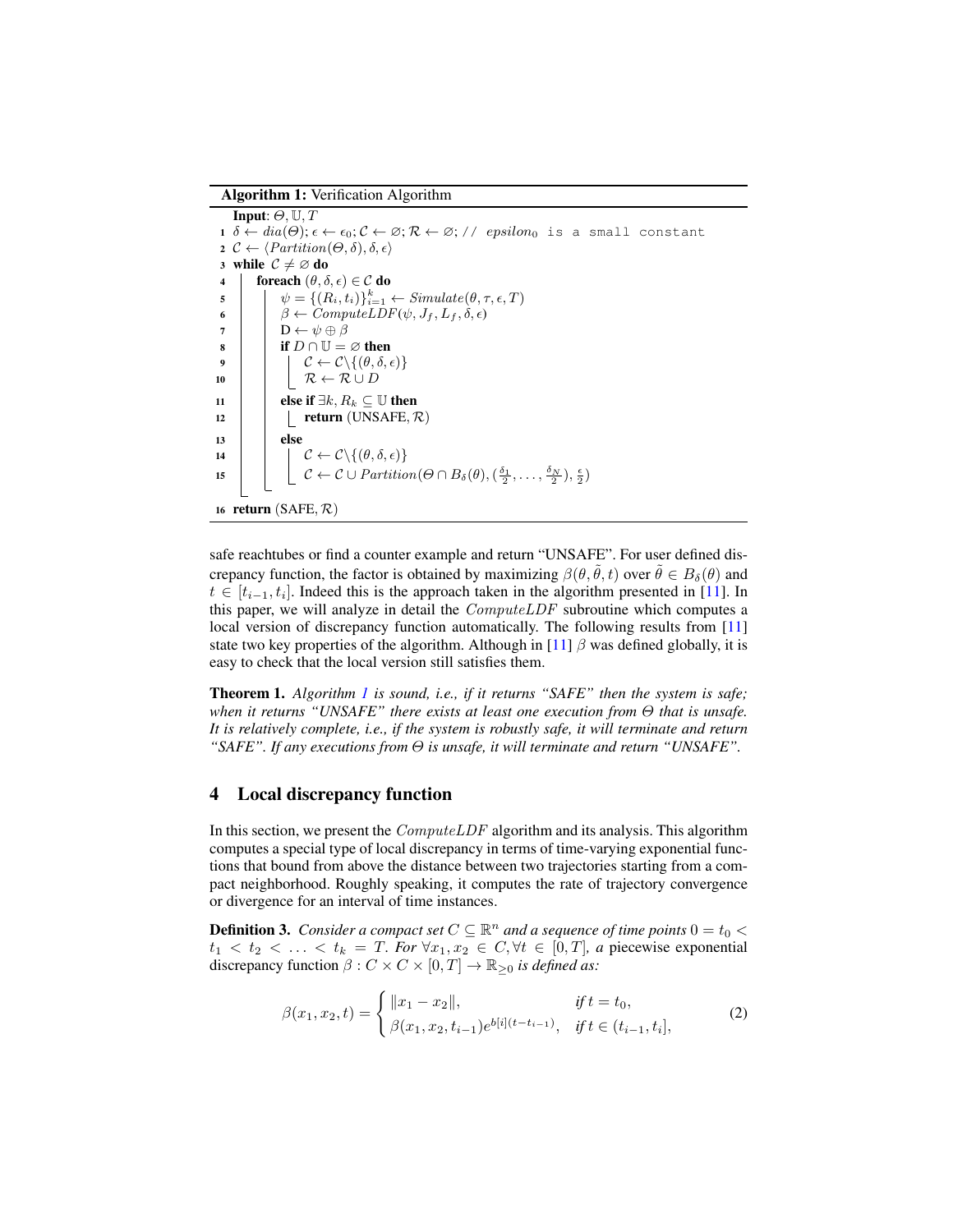**Algorithm 1:** Verification Algorithm

```
Input: Θ, U, T
1  δ ← dia(Θ); ε ← ε_0; C ← ∅; R ← ∅; // epsilon_0 is a small constant
2  C ← ⟨Partition(Θ, δ), δ, ε⟩
3  while C ≠ ∅ do
4      foreach (θ, δ, ε) ∈ C do
5          ψ = {(R_i, t_i)}_{i=1}^k ← Simulate(θ, τ, ε, T)
6          β ← ComputeLDF(ψ, J_f, L_f, δ, ε)
7          D ← ψ ⊕ β
8          if D ∩ U = ∅ then
9              C ← C \ {(θ, δ, ε)}
10             R ← R ∪ D
11         else if ∃k, R_k ⊆ U then
12             return (UNSAFE, R)
13         else
14             C ← C \ {(θ, δ, ε)}
15             C ← C ∪ Partition(Θ ∩ B_δ(θ), (δ_1/2, ..., δ_N/2), ε/2)
16 return (SAFE, R)
```

safe reachtubes or find a counter example and return "UNSAFE". For user defined discrepancy function, the factor is obtained by maximizing $\beta(\theta, \tilde{\theta}, t)$ over $\tilde{\theta} \in B_\delta(\theta)$ and $t \in [t_{i-1}, t_i]$. Indeed this is the approach taken in the algorithm presented in [11]. In this paper, we will analyze in detail the $ComputeLDF$ subroutine which computes a local version of discrepancy function automatically. The following results from [11] state two key properties of the algorithm. Although in [11] $\beta$ was defined globally, it is easy to check that the local version still satisfies them.

**Theorem 1.** *Algorithm 1 is sound, i.e., if it returns "SAFE" then the system is safe; when it returns "UNSAFE" there exists at least one execution from $\Theta$ that is unsafe. It is relatively complete, i.e., if the system is robustly safe, it will terminate and return "SAFE". If any executions from $\Theta$ is unsafe, it will terminate and return "UNSAFE".*

## 4 Local discrepancy function

In this section, we present the $ComputeLDF$ algorithm and its analysis. This algorithm computes a special type of local discrepancy in terms of time-varying exponential functions that bound from above the distance between two trajectories starting from a compact neighborhood. Roughly speaking, it computes the rate of trajectory convergence or divergence for an interval of time instances.

**Definition 3.** *Consider a compact set $C \subseteq \mathbb{R}^n$ and a sequence of time points $0 = t_0 < t_1 < t_2 < \ldots < t_k = T$. For $\forall x_1, x_2 \in C, \forall t \in [0, T]$, a* piecewise exponential *discrepancy function $\beta : C \times C \times [0, T] \to \mathbb{R}_{\geq 0}$ is defined as:*

$$\beta(x_1, x_2, t) = \begin{cases} \|x_1 - x_2\|, & \text{if } t = t_0, \\ \beta(x_1, x_2, t_{i-1}) e^{b[i](t - t_{i-1})}, & \text{if } t \in (t_{i-1}, t_i], \end{cases} \tag{2}$$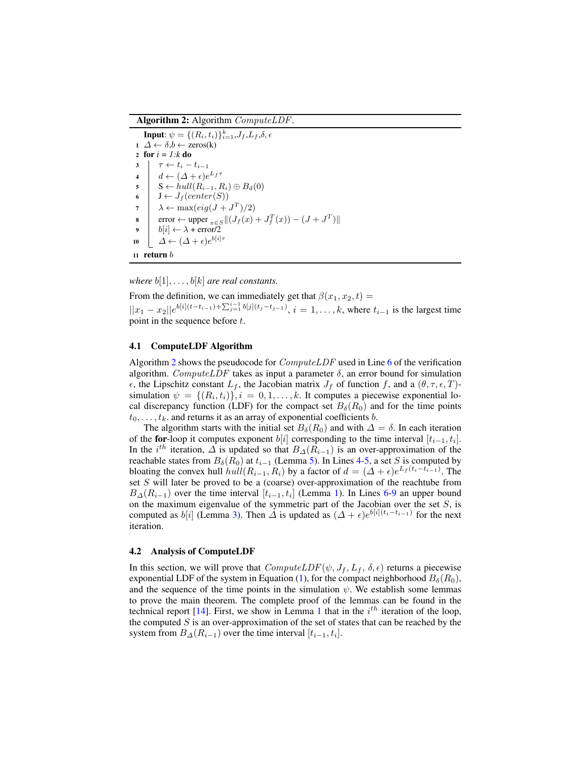**Algorithm 2:** Algorithm *ComputeLDF*.

```
   Input: ψ = {(R_i, t_i)}_{i=1}^k, J_f, L_f, δ, ε
 1 Δ ← δ, b ← zeros(k)
 2 for i = 1:k do
 3     τ ← t_i − t_{i−1}
 4     d ← (Δ + ε)e^{L_f τ}
 5     S ← hull(R_{i−1}, R_i) ⊕ B_d(0)
 6     J ← J_f(center(S))
 7     λ ← max(eig(J + J^T)/2)
 8     error ← upper_{x∈S} ||(J_f(x) + J_f^T(x)) − (J + J^T)||
 9     b[i] ← λ + error/2
10     Δ ← (Δ + ε)e^{b[i]τ}
11 return b
```

*where* $b[1], \ldots, b[k]$ *are real constants.*

From the definition, we can immediately get that $\beta(x_1, x_2, t) = ||x_1 - x_2||e^{b[i](t-t_{i-1})+\sum_{j=1}^{i-1} b[j](t_j - t_{j-1})}$, $i = 1, \ldots, k$, where $t_{i-1}$ is the largest time point in the sequence before $t$.

### 4.1 ComputeLDF Algorithm

Algorithm 2 shows the pseudocode for *ComputeLDF* used in Line 6 of the verification algorithm. *ComputeLDF* takes as input a parameter $\delta$, an error bound for simulation $\epsilon$, the Lipschitz constant $L_f$, the Jacobian matrix $J_f$ of function $f$, and a $(\theta, \tau, \epsilon, T)$-simulation $\psi = \{(R_i, t_i)\}, i = 0, 1, \ldots, k$. It computes a piecewise exponential local discrepancy function (LDF) for the compact set $B_\delta(R_0)$ and for the time points $t_0, \ldots, t_k$. and returns it as an array of exponential coefficients $b$.

The algorithm starts with the initial set $B_\delta(R_0)$ and with $\Delta = \delta$. In each iteration of the **for**-loop it computes exponent $b[i]$ corresponding to the time interval $[t_{i-1}, t_i]$. In the $i^{th}$ iteration, $\Delta$ is updated so that $B_\Delta(R_{i-1})$ is an over-approximation of the reachable states from $B_\delta(R_0)$ at $t_{i-1}$ (Lemma 5). In Lines 4-5, a set $S$ is computed by bloating the convex hull $hull(R_{i-1}, R_i)$ by a factor of $d = (\Delta + \epsilon)e^{L_f(t_i - t_{i-1})}$. The set $S$ will later be proved to be a (coarse) over-approximation of the reachtube from $B_\Delta(R_{i-1})$ over the time interval $[t_{i-1}, t_i]$ (Lemma 1). In Lines 6-9 an upper bound on the maximum eigenvalue of the symmetric part of the Jacobian over the set $S$, is computed as $b[i]$ (Lemma 3). Then $\Delta$ is updated as $(\Delta + \epsilon)e^{b[i](t_i - t_{i-1})}$ for the next iteration.

### 4.2 Analysis of ComputeLDF

In this section, we will prove that $ComputeLDF(\psi, J_f, L_f, \delta, \epsilon)$ returns a piecewise exponential LDF of the system in Equation (1), for the compact neighborhood $B_\delta(R_0)$, and the sequence of the time points in the simulation $\psi$. We establish some lemmas to prove the main theorem. The complete proof of the lemmas can be found in the technical report [14]. First, we show in Lemma 1 that in the $i^{th}$ iteration of the loop, the computed $S$ is an over-approximation of the set of states that can be reached by the system from $B_\Delta(R_{i-1})$ over the time interval $[t_{i-1}, t_i]$.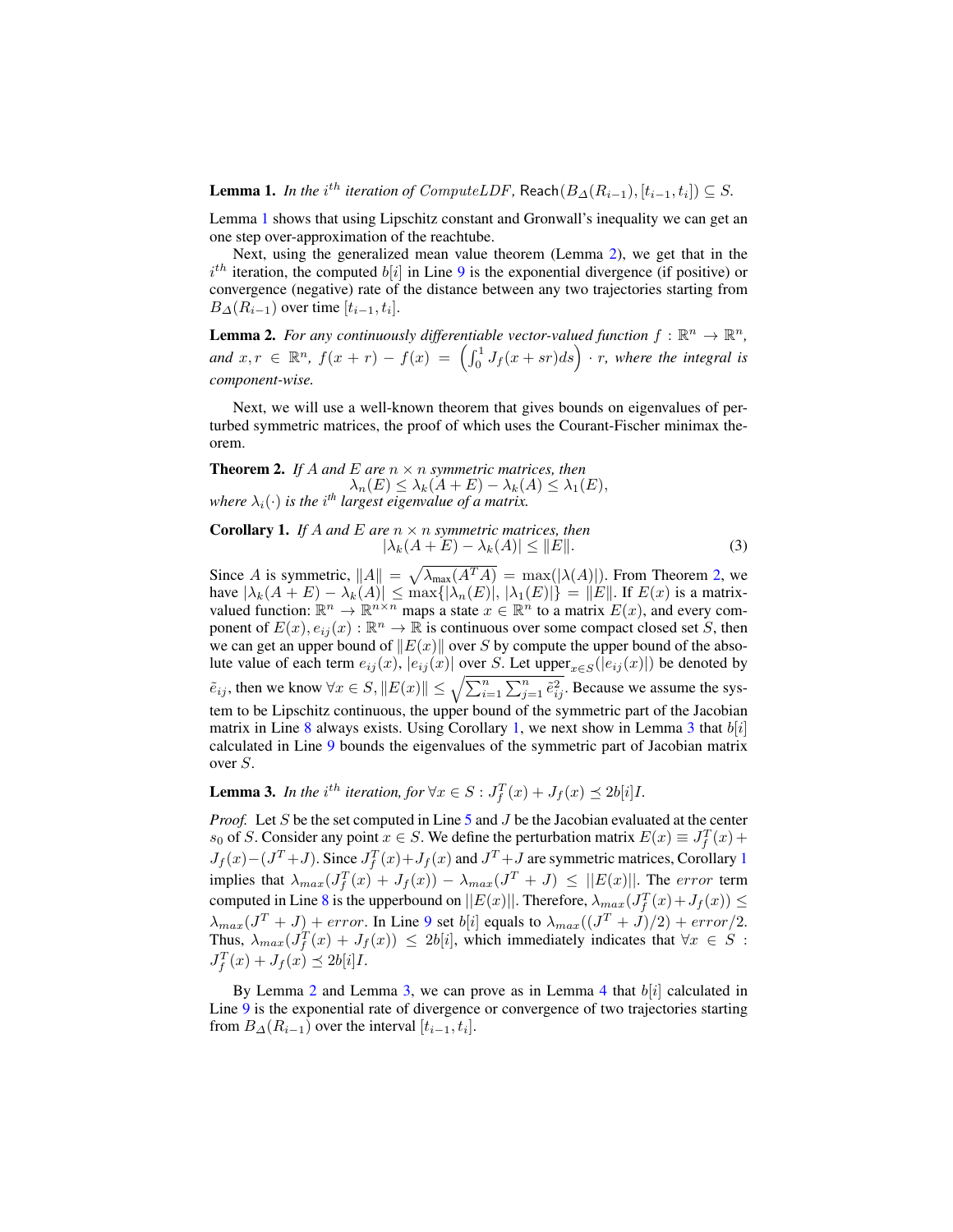**Lemma 1.** *In the $i^{th}$ iteration of ComputeLDF,* $\mathsf{Reach}(B_\Delta(R_{i-1}), [t_{i-1}, t_i]) \subseteq S$.

Lemma 1 shows that using Lipschitz constant and Gronwall's inequality we can get an one step over-approximation of the reachtube.

Next, using the generalized mean value theorem (Lemma 2), we get that in the $i^{th}$ iteration, the computed $b[i]$ in Line 9 is the exponential divergence (if positive) or convergence (negative) rate of the distance between any two trajectories starting from $B_\Delta(R_{i-1})$ over time $[t_{i-1}, t_i]$.

**Lemma 2.** *For any continuously differentiable vector-valued function $f : \mathbb{R}^n \to \mathbb{R}^n$, and $x, r \in \mathbb{R}^n$, $f(x+r) - f(x) = \left(\int_0^1 J_f(x+sr)ds\right) \cdot r$, where the integral is component-wise.*

Next, we will use a well-known theorem that gives bounds on eigenvalues of perturbed symmetric matrices, the proof of which uses the Courant-Fischer minimax theorem.

**Theorem 2.** *If $A$ and $E$ are $n \times n$ symmetric matrices, then*
$$\lambda_n(E) \leq \lambda_k(A+E) - \lambda_k(A) \leq \lambda_1(E),$$
*where $\lambda_i(\cdot)$ is the $i^{th}$ largest eigenvalue of a matrix.*

**Corollary 1.** *If $A$ and $E$ are $n \times n$ symmetric matrices, then*
$$|\lambda_k(A+E) - \lambda_k(A)| \leq \|E\|. \tag{3}$$

Since $A$ is symmetric, $\|A\| = \sqrt{\lambda_{\max}(A^T A)} = \max(|\lambda(A)|)$. From Theorem 2, we have $|\lambda_k(A+E) - \lambda_k(A)| \leq \max\{|\lambda_n(E)|, |\lambda_1(E)|\} = \|E\|$. If $E(x)$ is a matrix-valued function: $\mathbb{R}^n \to \mathbb{R}^{n\times n}$ maps a state $x \in \mathbb{R}^n$ to a matrix $E(x)$, and every component of $E(x), e_{ij}(x) : \mathbb{R}^n \to \mathbb{R}$ is continuous over some compact closed set $S$, then we can get an upper bound of $\|E(x)\|$ over $S$ by compute the upper bound of the absolute value of each term $e_{ij}(x)$, $|e_{ij}(x)|$ over $S$. Let $\text{upper}_{x\in S}(|e_{ij}(x)|)$ be denoted by $\tilde{e}_{ij}$, then we know $\forall x \in S, \|E(x)\| \leq \sqrt{\sum_{i=1}^n \sum_{j=1}^n \tilde{e}_{ij}^2}$. Because we assume the system to be Lipschitz continuous, the upper bound of the symmetric part of the Jacobian matrix in Line 8 always exists. Using Corollary 1, we next show in Lemma 3 that $b[i]$ calculated in Line 9 bounds the eigenvalues of the symmetric part of Jacobian matrix over $S$.

**Lemma 3.** *In the $i^{th}$ iteration, for $\forall x \in S : J_f^T(x) + J_f(x) \preceq 2b[i]I$.*

*Proof.* Let $S$ be the set computed in Line 5 and $J$ be the Jacobian evaluated at the center $s_0$ of $S$. Consider any point $x \in S$. We define the perturbation matrix $E(x) \equiv J_f^T(x) + J_f(x) - (J^T + J)$. Since $J_f^T(x) + J_f(x)$ and $J^T + J$ are symmetric matrices, Corollary 1 implies that $\lambda_{max}(J_f^T(x) + J_f(x)) - \lambda_{max}(J^T + J) \leq ||E(x)||$. The $error$ term computed in Line 8 is the upperbound on $||E(x)||$. Therefore, $\lambda_{max}(J_f^T(x) + J_f(x)) \leq \lambda_{max}(J^T + J) + error$. In Line 9 set $b[i]$ equals to $\lambda_{max}((J^T + J)/2) + error/2$. Thus, $\lambda_{max}(J_f^T(x) + J_f(x)) \leq 2b[i]$, which immediately indicates that $\forall x \in S : J_f^T(x) + J_f(x) \preceq 2b[i]I$.

By Lemma 2 and Lemma 3, we can prove as in Lemma 4 that $b[i]$ calculated in Line 9 is the exponential rate of divergence or convergence of two trajectories starting from $B_\Delta(R_{i-1})$ over the interval $[t_{i-1}, t_i]$.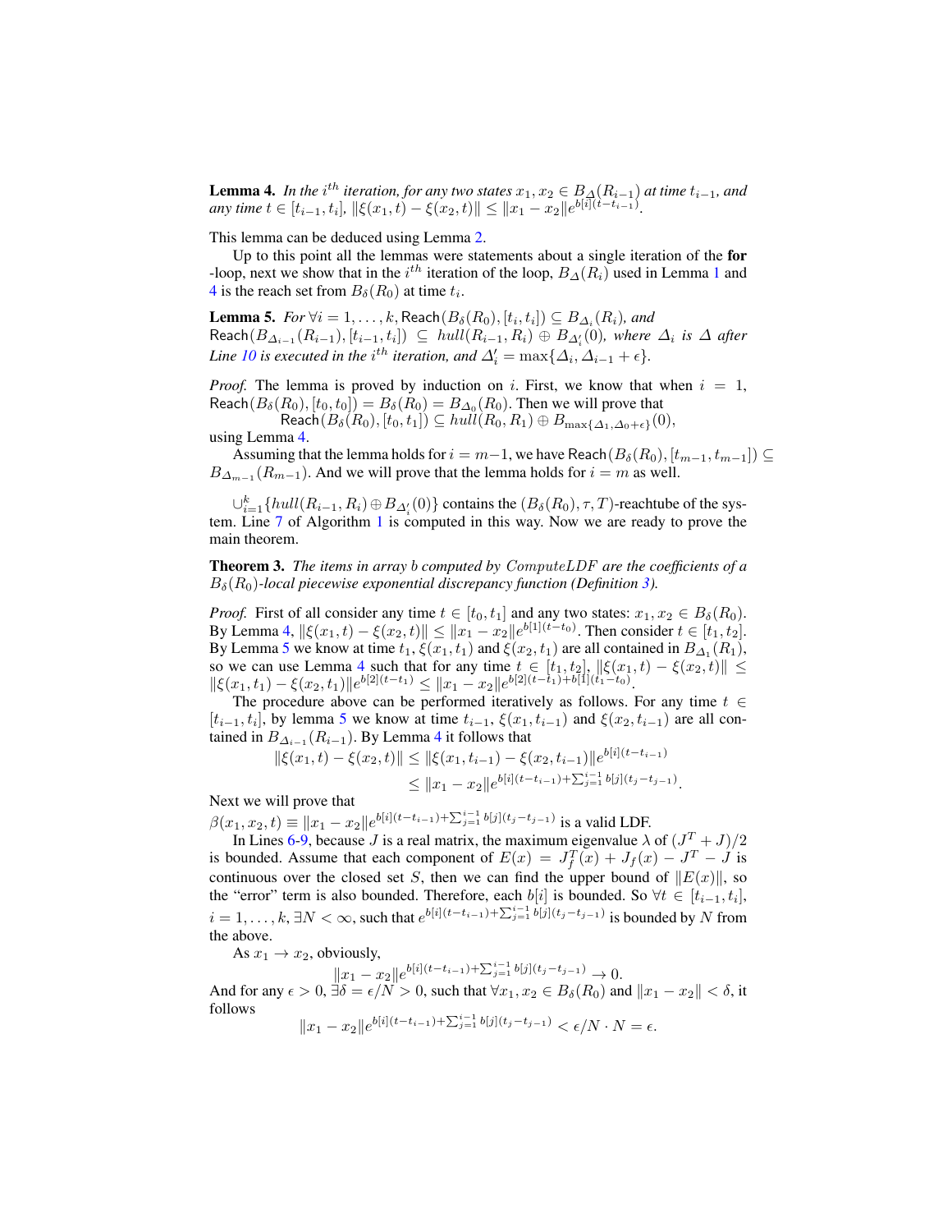**Lemma 4.** *In the $i^{th}$ iteration, for any two states $x_1, x_2 \in B_\Delta(R_{i-1})$ at time $t_{i-1}$, and any time $t \in [t_{i-1}, t_i]$, $\|\xi(x_1, t) - \xi(x_2, t)\| \leq \|x_1 - x_2\| e^{b[i](t-t_{i-1})}$.*

This lemma can be deduced using Lemma 2.

Up to this point all the lemmas were statements about a single iteration of the **for** -loop, next we show that in the $i^{th}$ iteration of the loop, $B_\Delta(R_i)$ used in Lemma 1 and 4 is the reach set from $B_\delta(R_0)$ at time $t_i$.

**Lemma 5.** *For $\forall i = 1, \ldots, k$, $\mathsf{Reach}(B_\delta(R_0), [t_i, t_i]) \subseteq B_{\Delta_i}(R_i)$, and $\mathsf{Reach}(B_{\Delta_{i-1}}(R_{i-1}), [t_{i-1}, t_i]) \subseteq hull(R_{i-1}, R_i) \oplus B_{\Delta'_i}(0)$, where $\Delta_i$ is $\Delta$ after Line 10 is executed in the $i^{th}$ iteration, and $\Delta'_i = \max\{\Delta_i, \Delta_{i-1} + \epsilon\}$.*

*Proof.* The lemma is proved by induction on $i$. First, we know that when $i = 1$, $\mathsf{Reach}(B_\delta(R_0), [t_0, t_0]) = B_\delta(R_0) = B_{\Delta_0}(R_0)$. Then we will prove that

$$\mathsf{Reach}(B_\delta(R_0), [t_0, t_1]) \subseteq hull(R_0, R_1) \oplus B_{\max\{\Delta_1, \Delta_0 + \epsilon\}}(0),$$

using Lemma 4.

Assuming that the lemma holds for $i = m-1$, we have $\mathsf{Reach}(B_\delta(R_0), [t_{m-1}, t_{m-1}]) \subseteq B_{\Delta_{m-1}}(R_{m-1})$. And we will prove that the lemma holds for $i = m$ as well.

$\cup_{i=1}^{k}\{hull(R_{i-1}, R_i) \oplus B_{\Delta'_i}(0)\}$ contains the $(B_\delta(R_0), \tau, T)$-reachtube of the system. Line 7 of Algorithm 1 is computed in this way. Now we are ready to prove the main theorem.

**Theorem 3.** *The items in array $b$ computed by $ComputeLDF$ are the coefficients of a $B_\delta(R_0)$-local piecewise exponential discrepancy function (Definition 3).*

*Proof.* First of all consider any time $t \in [t_0, t_1]$ and any two states: $x_1, x_2 \in B_\delta(R_0)$. By Lemma 4, $\|\xi(x_1, t) - \xi(x_2, t)\| \leq \|x_1 - x_2\| e^{b[1](t-t_0)}$. Then consider $t \in [t_1, t_2]$. By Lemma 5 we know at time $t_1$, $\xi(x_1, t_1)$ and $\xi(x_2, t_1)$ are all contained in $B_{\Delta_1}(R_1)$, so we can use Lemma 4 such that for any time $t \in [t_1, t_2]$, $\|\xi(x_1, t) - \xi(x_2, t)\| \leq \|\xi(x_1, t_1) - \xi(x_2, t_1)\| e^{b[2](t-t_1)} \leq \|x_1 - x_2\| e^{b[2](t-t_1) + b[1](t_1 - t_0)}$.

The procedure above can be performed iteratively as follows. For any time $t \in [t_{i-1}, t_i]$, by lemma 5 we know at time $t_{i-1}$, $\xi(x_1, t_{i-1})$ and $\xi(x_2, t_{i-1})$ are all contained in $B_{\Delta_{i-1}}(R_{i-1})$. By Lemma 4 it follows that

$$\begin{aligned}
\|\xi(x_1, t) - \xi(x_2, t)\| &\leq \|\xi(x_1, t_{i-1}) - \xi(x_2, t_{i-1})\| e^{b[i](t-t_{i-1})} \\
&\leq \|x_1 - x_2\| e^{b[i](t-t_{i-1}) + \sum_{j=1}^{i-1} b[j](t_j - t_{j-1})}.
\end{aligned}$$

Next we will prove that

$\beta(x_1, x_2, t) \equiv \|x_1 - x_2\| e^{b[i](t-t_{i-1}) + \sum_{j=1}^{i-1} b[j](t_j - t_{j-1})}$ is a valid LDF.

In Lines 6-9, because $J$ is a real matrix, the maximum eigenvalue $\lambda$ of $(J^T + J)/2$ is bounded. Assume that each component of $E(x) = J_f^T(x) + J_f(x) - J^T - J$ is continuous over the closed set $S$, then we can find the upper bound of $\|E(x)\|$, so the "error" term is also bounded. Therefore, each $b[i]$ is bounded. So $\forall t \in [t_{i-1}, t_i]$, $i = 1, \ldots, k$, $\exists N < \infty$, such that $e^{b[i](t-t_{i-1}) + \sum_{j=1}^{i-1} b[j](t_j - t_{j-1})}$ is bounded by $N$ from the above.

As $x_1 \to x_2$, obviously,

$$\|x_1 - x_2\| e^{b[i](t-t_{i-1}) + \sum_{j=1}^{i-1} b[j](t_j - t_{j-1})} \to 0.$$

And for any $\epsilon > 0$, $\exists \delta = \epsilon/N > 0$, such that $\forall x_1, x_2 \in B_\delta(R_0)$ and $\|x_1 - x_2\| < \delta$, it follows

$$\|x_1 - x_2\| e^{b[i](t-t_{i-1}) + \sum_{j=1}^{i-1} b[j](t_j - t_{j-1})} < \epsilon/N \cdot N = \epsilon.$$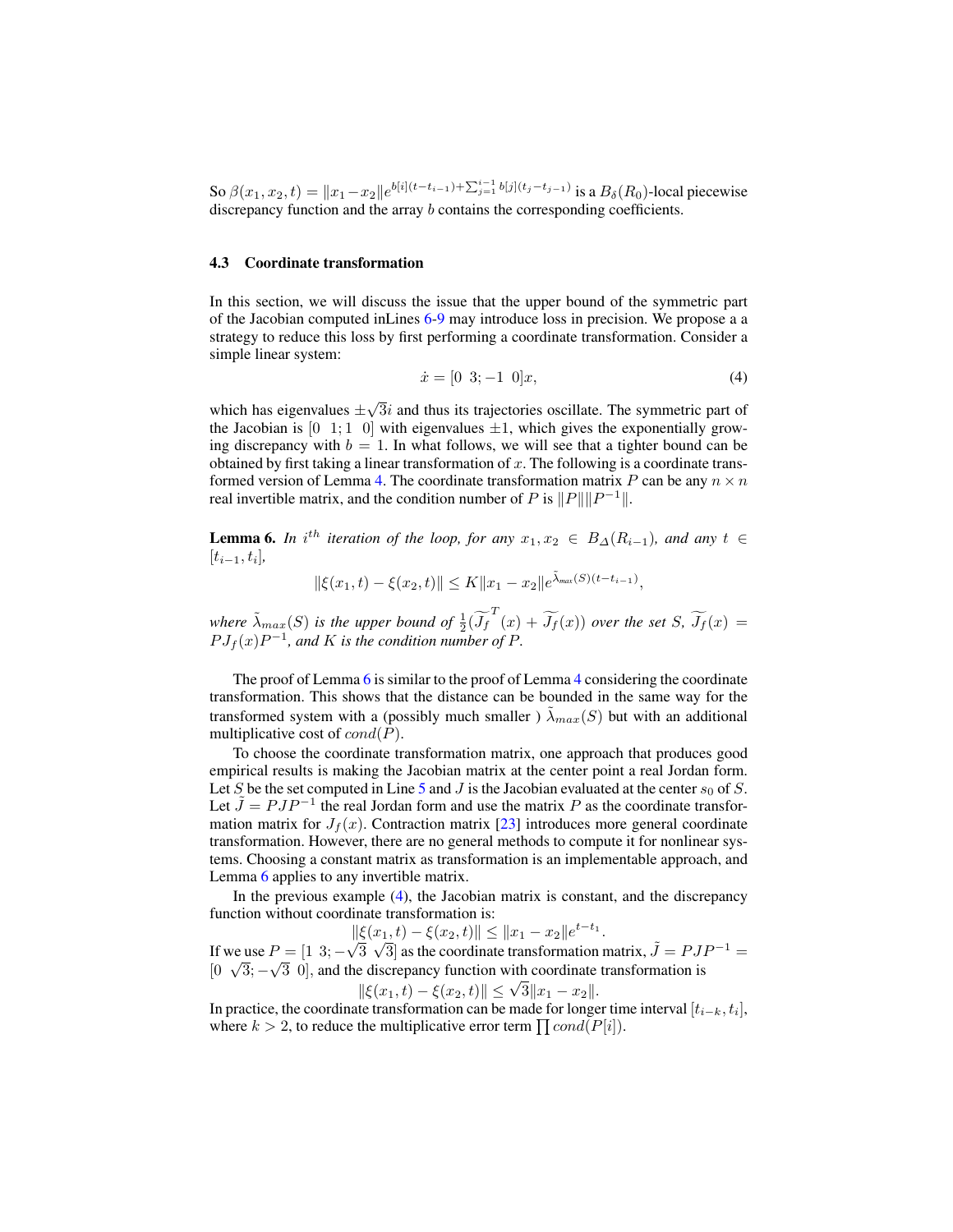So $\beta(x_1, x_2, t) = \|x_1 - x_2\| e^{b[i](t-t_{i-1}) + \sum_{j=1}^{i-1} b[j](t_j - t_{j-1})}$ is a $B_\delta(R_0)$-local piecewise discrepancy function and the array $b$ contains the corresponding coefficients.

### 4.3 Coordinate transformation

In this section, we will discuss the issue that the upper bound of the symmetric part of the Jacobian computed inLines 6-9 may introduce loss in precision. We propose a a strategy to reduce this loss by first performing a coordinate transformation. Consider a simple linear system:

$$\dot{x} = [0 \;\; 3; -1 \;\; 0]x, \tag{4}$$

which has eigenvalues $\pm\sqrt{3}i$ and thus its trajectories oscillate. The symmetric part of the Jacobian is $[0 \;\; 1; 1 \;\; 0]$ with eigenvalues $\pm 1$, which gives the exponentially growing discrepancy with $b = 1$. In what follows, we will see that a tighter bound can be obtained by first taking a linear transformation of $x$. The following is a coordinate transformed version of Lemma 4. The coordinate transformation matrix $P$ can be any $n \times n$ real invertible matrix, and the condition number of $P$ is $\|P\|\|P^{-1}\|$.

**Lemma 6.** *In $i^{th}$ iteration of the loop, for any $x_1, x_2 \in B_\Delta(R_{i-1})$, and any $t \in [t_{i-1}, t_i]$,*

$$\|\xi(x_1, t) - \xi(x_2, t)\| \leq K\|x_1 - x_2\| e^{\tilde{\lambda}_{max}(S)(t-t_{i-1})},$$

*where $\tilde{\lambda}_{max}(S)$ is the upper bound of $\frac{1}{2}(\widetilde{J_f}^T(x) + \widetilde{J_f}(x))$ over the set $S$, $\widetilde{J_f}(x) = PJ_f(x)P^{-1}$, and $K$ is the condition number of $P$.*

The proof of Lemma 6 is similar to the proof of Lemma 4 considering the coordinate transformation. This shows that the distance can be bounded in the same way for the transformed system with a (possibly much smaller ) $\tilde{\lambda}_{max}(S)$ but with an additional multiplicative cost of $cond(P)$.

To choose the coordinate transformation matrix, one approach that produces good empirical results is making the Jacobian matrix at the center point a real Jordan form. Let $S$ be the set computed in Line 5 and $J$ is the Jacobian evaluated at the center $s_0$ of $S$. Let $\tilde{J} = PJP^{-1}$ the real Jordan form and use the matrix $P$ as the coordinate transformation matrix for $J_f(x)$. Contraction matrix [23] introduces more general coordinate transformation. However, there are no general methods to compute it for nonlinear systems. Choosing a constant matrix as transformation is an implementable approach, and Lemma 6 applies to any invertible matrix.

In the previous example (4), the Jacobian matrix is constant, and the discrepancy function without coordinate transformation is:

$$\|\xi(x_1, t) - \xi(x_2, t)\| \leq \|x_1 - x_2\| e^{t - t_1}.$$

If we use $P = [1 \;\; 3; -\sqrt{3} \;\; \sqrt{3}]$ as the coordinate transformation matrix, $\tilde{J} = PJP^{-1} = [0 \;\; \sqrt{3}; -\sqrt{3} \;\; 0]$, and the discrepancy function with coordinate transformation is

$$\|\xi(x_1, t) - \xi(x_2, t)\| \leq \sqrt{3}\|x_1 - x_2\|.$$

In practice, the coordinate transformation can be made for longer time interval $[t_{i-k}, t_i]$, where $k > 2$, to reduce the multiplicative error term $\prod cond(P[i])$.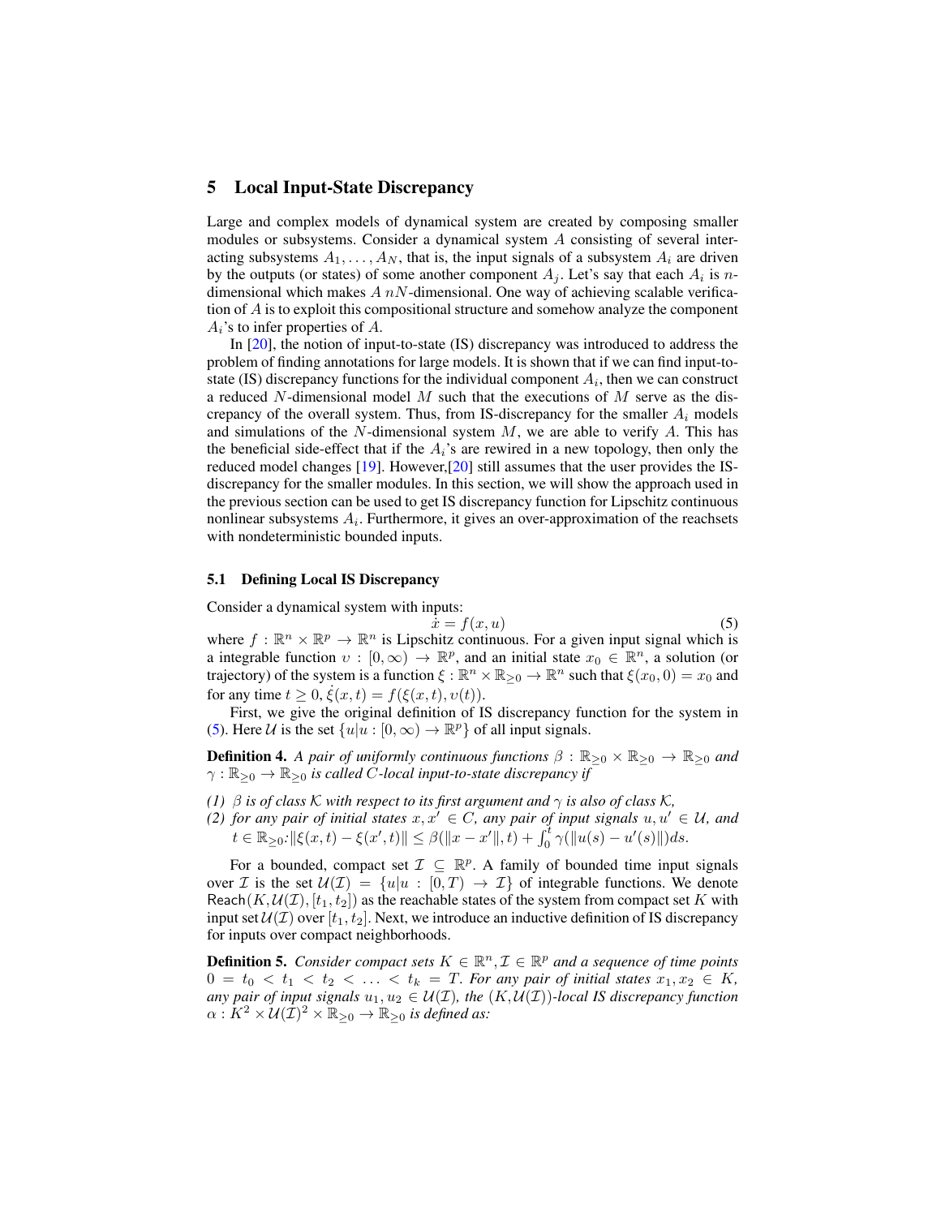## 5 Local Input-State Discrepancy

Large and complex models of dynamical system are created by composing smaller modules or subsystems. Consider a dynamical system $A$ consisting of several interacting subsystems $A_1, \ldots, A_N$, that is, the input signals of a subsystem $A_i$ are driven by the outputs (or states) of some another component $A_j$. Let's say that each $A_i$ is $n$-dimensional which makes $A$ $nN$-dimensional. One way of achieving scalable verification of $A$ is to exploit this compositional structure and somehow analyze the component $A_i$'s to infer properties of $A$.

In [20], the notion of input-to-state (IS) discrepancy was introduced to address the problem of finding annotations for large models. It is shown that if we can find input-to-state (IS) discrepancy functions for the individual component $A_i$, then we can construct a reduced $N$-dimensional model $M$ such that the executions of $M$ serve as the discrepancy of the overall system. Thus, from IS-discrepancy for the smaller $A_i$ models and simulations of the $N$-dimensional system $M$, we are able to verify $A$. This has the beneficial side-effect that if the $A_i$'s are rewired in a new topology, then only the reduced model changes [19]. However,[20] still assumes that the user provides the IS-discrepancy for the smaller modules. In this section, we will show the approach used in the previous section can be used to get IS discrepancy function for Lipschitz continuous nonlinear subsystems $A_i$. Furthermore, it gives an over-approximation of the reachsets with nondeterministic bounded inputs.

### 5.1 Defining Local IS Discrepancy

Consider a dynamical system with inputs:

$$\dot{x} = f(x, u) \tag{5}$$

where $f : \mathbb{R}^n \times \mathbb{R}^p \to \mathbb{R}^n$ is Lipschitz continuous. For a given input signal which is a integrable function $\upsilon : [0, \infty) \to \mathbb{R}^p$, and an initial state $x_0 \in \mathbb{R}^n$, a solution (or trajectory) of the system is a function $\xi : \mathbb{R}^n \times \mathbb{R}_{\geq 0} \to \mathbb{R}^n$ such that $\xi(x_0, 0) = x_0$ and for any time $t \geq 0$, $\dot{\xi}(x, t) = f(\xi(x, t), \upsilon(t))$.

First, we give the original definition of IS discrepancy function for the system in (5). Here $\mathcal{U}$ is the set $\{u | u : [0, \infty) \to \mathbb{R}^p\}$ of all input signals.

**Definition 4.** *A pair of uniformly continuous functions $\beta : \mathbb{R}_{\geq 0} \times \mathbb{R}_{\geq 0} \to \mathbb{R}_{\geq 0}$ and $\gamma : \mathbb{R}_{\geq 0} \to \mathbb{R}_{\geq 0}$ is called $C$-local input-to-state discrepancy if*

*(1) $\beta$ is of class $\mathcal{K}$ with respect to its first argument and $\gamma$ is also of class $\mathcal{K}$,*
*(2) for any pair of initial states $x, x' \in C$, any pair of input signals $u, u' \in \mathcal{U}$, and $t \in \mathbb{R}_{\geq 0}$:$\|\xi(x, t) - \xi(x', t)\| \leq \beta(\|x - x'\|, t) + \int_0^t \gamma(\|u(s) - u'(s)\|)ds$.*

For a bounded, compact set $\mathcal{I} \subseteq \mathbb{R}^p$. A family of bounded time input signals over $\mathcal{I}$ is the set $\mathcal{U}(\mathcal{I}) = \{u | u : [0, T) \to \mathcal{I}\}$ of integrable functions. We denote $\mathsf{Reach}(K, \mathcal{U}(\mathcal{I}), [t_1, t_2])$ as the reachable states of the system from compact set $K$ with input set $\mathcal{U}(\mathcal{I})$ over $[t_1, t_2]$. Next, we introduce an inductive definition of IS discrepancy for inputs over compact neighborhoods.

**Definition 5.** *Consider compact sets $K \in \mathbb{R}^n, \mathcal{I} \in \mathbb{R}^p$ and a sequence of time points $0 = t_0 < t_1 < t_2 < \ldots < t_k = T$. For any pair of initial states $x_1, x_2 \in K$, any pair of input signals $u_1, u_2 \in \mathcal{U}(\mathcal{I})$, the $(K, \mathcal{U}(\mathcal{I}))$-local IS discrepancy function $\alpha : K^2 \times \mathcal{U}(\mathcal{I})^2 \times \mathbb{R}_{\geq 0} \to \mathbb{R}_{\geq 0}$ is defined as:*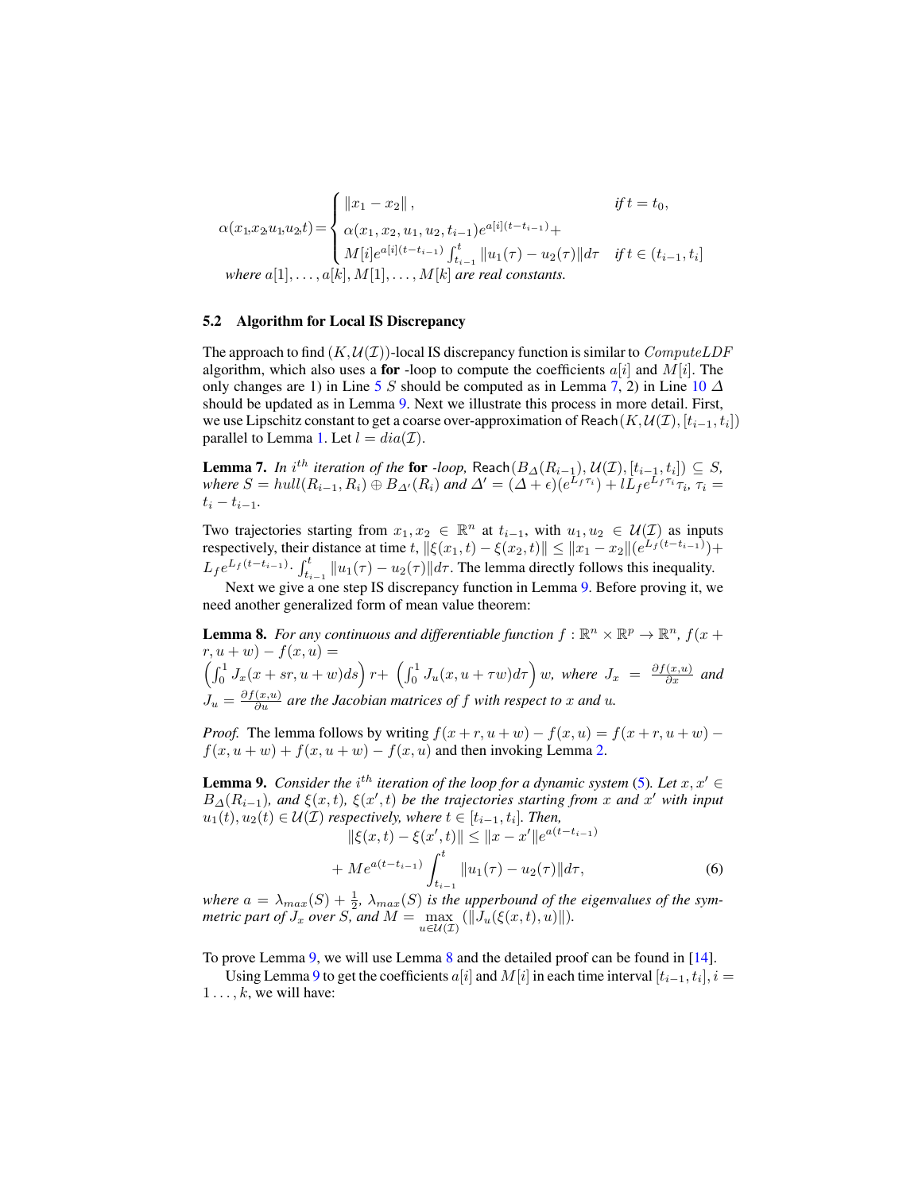$$\alpha(x_1,x_2,u_1,u_2,t) = \begin{cases} \|x_1 - x_2\|, & \textit{if } t = t_0, \\ \alpha(x_1, x_2, u_1, u_2, t_{i-1})e^{a[i](t-t_{i-1})} + \\ M[i]e^{a[i](t-t_{i-1})}\int_{t_{i-1}}^{t} \|u_1(\tau) - u_2(\tau)\|d\tau & \textit{if } t \in (t_{i-1}, t_i] \end{cases}$$

*where* $a[1], \ldots, a[k], M[1], \ldots, M[k]$ *are real constants.*

### 5.2 Algorithm for Local IS Discrepancy

The approach to find $(K, \mathcal{U}(\mathcal{I}))$-local IS discrepancy function is similar to $ComputeLDF$ algorithm, which also uses a **for** -loop to compute the coefficients $a[i]$ and $M[i]$. The only changes are 1) in Line 5 $S$ should be computed as in Lemma 7, 2) in Line 10 $\Delta$ should be updated as in Lemma 9. Next we illustrate this process in more detail. First, we use Lipschitz constant to get a coarse over-approximation of $\mathsf{Reach}(K, \mathcal{U}(\mathcal{I}), [t_{i-1}, t_i])$ parallel to Lemma 1. Let $l = dia(\mathcal{I})$.

**Lemma 7.** *In* $i^{th}$ *iteration of the* **for** *-loop,* $\mathsf{Reach}(B_\Delta(R_{i-1}), \mathcal{U}(\mathcal{I}), [t_{i-1}, t_i]) \subseteq S$, *where* $S = hull(R_{i-1}, R_i) \oplus B_{\Delta'}(R_i)$ *and* $\Delta' = (\Delta + \epsilon)(e^{L_f \tau_i}) + lL_f e^{L_f \tau_i}\tau_i$, $\tau_i = t_i - t_{i-1}$.

Two trajectories starting from $x_1, x_2 \in \mathbb{R}^n$ at $t_{i-1}$, with $u_1, u_2 \in \mathcal{U}(\mathcal{I})$ as inputs respectively, their distance at time $t$, $\|\xi(x_1, t) - \xi(x_2, t)\| \leq \|x_1 - x_2\|(e^{L_f(t-t_{i-1})}) + L_f e^{L_f(t-t_{i-1})} \cdot \int_{t_{i-1}}^{t} \|u_1(\tau) - u_2(\tau)\|d\tau$. The lemma directly follows this inequality.

Next we give a one step IS discrepancy function in Lemma 9. Before proving it, we need another generalized form of mean value theorem:

**Lemma 8.** *For any continuous and differentiable function* $f : \mathbb{R}^n \times \mathbb{R}^p \to \mathbb{R}^n$, $f(x + r, u + w) - f(x, u) =$
$\left(\int_0^1 J_x(x + sr, u + w)ds\right) r + \left(\int_0^1 J_u(x, u + \tau w)d\tau\right) w$, *where* $J_x = \frac{\partial f(x,u)}{\partial x}$ *and* $J_u = \frac{\partial f(x,u)}{\partial u}$ *are the Jacobian matrices of* $f$ *with respect to* $x$ *and* $u$.

*Proof.* The lemma follows by writing $f(x + r, u + w) - f(x, u) = f(x + r, u + w) - f(x, u + w) + f(x, u + w) - f(x, u)$ and then invoking Lemma 2.

**Lemma 9.** *Consider the* $i^{th}$ *iteration of the loop for a dynamic system* (5)*. Let* $x, x' \in B_\Delta(R_{i-1})$*, and* $\xi(x, t)$, $\xi(x', t)$ *be the trajectories starting from* $x$ *and* $x'$ *with input* $u_1(t), u_2(t) \in \mathcal{U}(\mathcal{I})$ *respectively, where* $t \in [t_{i-1}, t_i]$*. Then,*

$$\|\xi(x, t) - \xi(x', t)\| \leq \|x - x'\|e^{a(t-t_{i-1})} + Me^{a(t-t_{i-1})} \int_{t_{i-1}}^{t} \|u_1(\tau) - u_2(\tau)\|d\tau, \tag{6}$$

*where* $a = \lambda_{max}(S) + \frac{1}{2}$, $\lambda_{max}(S)$ *is the upperbound of the eigenvalues of the symmetric part of* $J_x$ *over* $S$*, and* $M = \max_{u \in \mathcal{U}(\mathcal{I})}(\|J_u(\xi(x, t), u)\|)$.

To prove Lemma 9, we will use Lemma 8 and the detailed proof can be found in [14].

Using Lemma 9 to get the coefficients $a[i]$ and $M[i]$ in each time interval $[t_{i-1}, t_i], i = 1 \ldots, k$, we will have: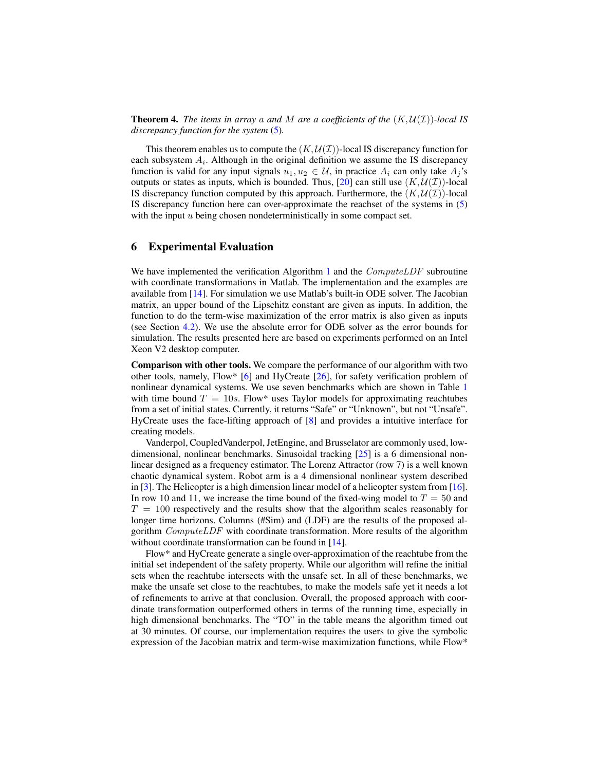**Theorem 4.** *The items in array $a$ and $M$ are a coefficients of the $(K,\mathcal{U}(\mathcal{I}))$-local IS discrepancy function for the system (5).*

This theorem enables us to compute the $(K,\mathcal{U}(\mathcal{I}))$-local IS discrepancy function for each subsystem $A_i$. Although in the original definition we assume the IS discrepancy function is valid for any input signals $u_1, u_2 \in \mathcal{U}$, in practice $A_i$ can only take $A_j$'s outputs or states as inputs, which is bounded. Thus, [20] can still use $(K,\mathcal{U}(\mathcal{I}))$-local IS discrepancy function computed by this approach. Furthermore, the $(K,\mathcal{U}(\mathcal{I}))$-local IS discrepancy function here can over-approximate the reachset of the systems in (5) with the input $u$ being chosen nondeterministically in some compact set.

## 6 Experimental Evaluation

We have implemented the verification Algorithm 1 and the $ComputeLDF$ subroutine with coordinate transformations in Matlab. The implementation and the examples are available from [14]. For simulation we use Matlab's built-in ODE solver. The Jacobian matrix, an upper bound of the Lipschitz constant are given as inputs. In addition, the function to do the term-wise maximization of the error matrix is also given as inputs (see Section 4.2). We use the absolute error for ODE solver as the error bounds for simulation. The results presented here are based on experiments performed on an Intel Xeon V2 desktop computer.

**Comparison with other tools.** We compare the performance of our algorithm with two other tools, namely, Flow* [6] and HyCreate [26], for safety verification problem of nonlinear dynamical systems. We use seven benchmarks which are shown in Table 1 with time bound $T = 10s$. Flow* uses Taylor models for approximating reachtubes from a set of initial states. Currently, it returns "Safe" or "Unknown", but not "Unsafe". HyCreate uses the face-lifting approach of [8] and provides a intuitive interface for creating models.

Vanderpol, CoupledVanderpol, JetEngine, and Brusselator are commonly used, low-dimensional, nonlinear benchmarks. Sinusoidal tracking [25] is a 6 dimensional nonlinear designed as a frequency estimator. The Lorenz Attractor (row 7) is a well known chaotic dynamical system. Robot arm is a 4 dimensional nonlinear system described in [3]. The Helicopter is a high dimension linear model of a helicopter system from [16]. In row 10 and 11, we increase the time bound of the fixed-wing model to $T = 50$ and $T = 100$ respectively and the results show that the algorithm scales reasonably for longer time horizons. Columns (#Sim) and (LDF) are the results of the proposed algorithm $ComputeLDF$ with coordinate transformation. More results of the algorithm without coordinate transformation can be found in [14].

Flow* and HyCreate generate a single over-approximation of the reachtube from the initial set independent of the safety property. While our algorithm will refine the initial sets when the reachtube intersects with the unsafe set. In all of these benchmarks, we make the unsafe set close to the reachtubes, to make the models safe yet it needs a lot of refinements to arrive at that conclusion. Overall, the proposed approach with coordinate transformation outperformed others in terms of the running time, especially in high dimensional benchmarks. The "TO" in the table means the algorithm timed out at 30 minutes. Of course, our implementation requires the users to give the symbolic expression of the Jacobian matrix and term-wise maximization functions, while Flow*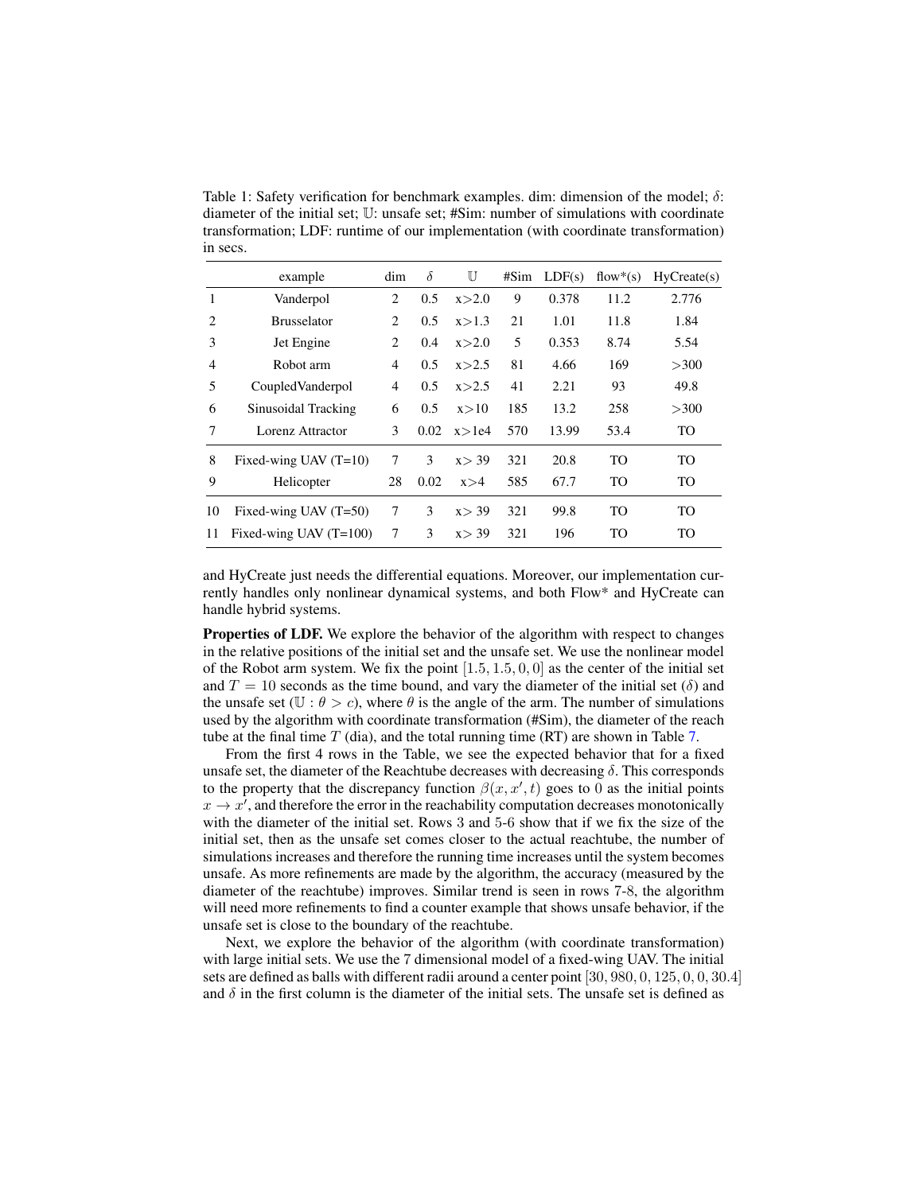Table 1: Safety verification for benchmark examples. dim: dimension of the model; $\delta$: diameter of the initial set; $\mathbb{U}$: unsafe set; #Sim: number of simulations with coordinate transformation; LDF: runtime of our implementation (with coordinate transformation) in secs.

| | example | dim | $\delta$ | $\mathbb{U}$ | #Sim | LDF(s) | flow*(s) | HyCreate(s) |
|---|---|---|---|---|---|---|---|---|
| 1 | Vanderpol | 2 | 0.5 | x>2.0 | 9 | 0.378 | 11.2 | 2.776 |
| 2 | Brusselator | 2 | 0.5 | x>1.3 | 21 | 1.01 | 11.8 | 1.84 |
| 3 | Jet Engine | 2 | 0.4 | x>2.0 | 5 | 0.353 | 8.74 | 5.54 |
| 4 | Robot arm | 4 | 0.5 | x>2.5 | 81 | 4.66 | 169 | >300 |
| 5 | CoupledVanderpol | 4 | 0.5 | x>2.5 | 41 | 2.21 | 93 | 49.8 |
| 6 | Sinusoidal Tracking | 6 | 0.5 | x>10 | 185 | 13.2 | 258 | >300 |
| 7 | Lorenz Attractor | 3 | 0.02 | x>1e4 | 570 | 13.99 | 53.4 | TO |
| 8 | Fixed-wing UAV (T=10) | 7 | 3 | x> 39 | 321 | 20.8 | TO | TO |
| 9 | Helicopter | 28 | 0.02 | x>4 | 585 | 67.7 | TO | TO |
| 10 | Fixed-wing UAV (T=50) | 7 | 3 | x> 39 | 321 | 99.8 | TO | TO |
| 11 | Fixed-wing UAV (T=100) | 7 | 3 | x> 39 | 321 | 196 | TO | TO |

and HyCreate just needs the differential equations. Moreover, our implementation currently handles only nonlinear dynamical systems, and both Flow* and HyCreate can handle hybrid systems.

**Properties of LDF.** We explore the behavior of the algorithm with respect to changes in the relative positions of the initial set and the unsafe set. We use the nonlinear model of the Robot arm system. We fix the point $[1.5, 1.5, 0, 0]$ as the center of the initial set and $T = 10$ seconds as the time bound, and vary the diameter of the initial set ($\delta$) and the unsafe set ($\mathbb{U} : \theta > c$), where $\theta$ is the angle of the arm. The number of simulations used by the algorithm with coordinate transformation (#Sim), the diameter of the reach tube at the final time $T$ (dia), and the total running time (RT) are shown in Table 7.

From the first 4 rows in the Table, we see the expected behavior that for a fixed unsafe set, the diameter of the Reachtube decreases with decreasing $\delta$. This corresponds to the property that the discrepancy function $\beta(x, x', t)$ goes to 0 as the initial points $x \to x'$, and therefore the error in the reachability computation decreases monotonically with the diameter of the initial set. Rows 3 and 5-6 show that if we fix the size of the initial set, then as the unsafe set comes closer to the actual reachtube, the number of simulations increases and therefore the running time increases until the system becomes unsafe. As more refinements are made by the algorithm, the accuracy (measured by the diameter of the reachtube) improves. Similar trend is seen in rows 7-8, the algorithm will need more refinements to find a counter example that shows unsafe behavior, if the unsafe set is close to the boundary of the reachtube.

Next, we explore the behavior of the algorithm (with coordinate transformation) with large initial sets. We use the 7 dimensional model of a fixed-wing UAV. The initial sets are defined as balls with different radii around a center point $[30, 980, 0, 125, 0, 0, 30.4]$ and $\delta$ in the first column is the diameter of the initial sets. The unsafe set is defined as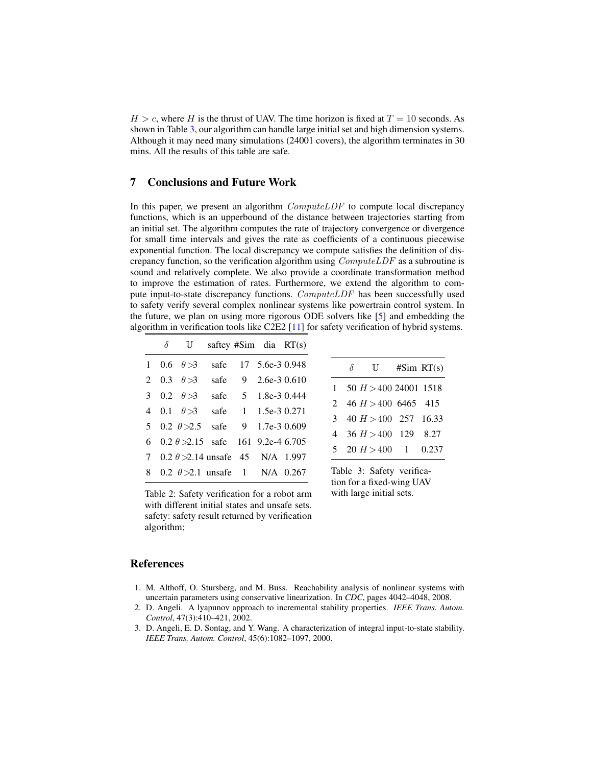$H > c$, where $H$ is the thrust of UAV. The time horizon is fixed at $T = 10$ seconds. As shown in Table 3, our algorithm can handle large initial set and high dimension systems. Although it may need many simulations (24001 covers), the algorithm terminates in 30 mins. All the results of this table are safe.

## 7 Conclusions and Future Work

In this paper, we present an algorithm $ComputeLDF$ to compute local discrepancy functions, which is an upperbound of the distance between trajectories starting from an initial set. The algorithm computes the rate of trajectory convergence or divergence for small time intervals and gives the rate as coefficients of a continuous piecewise exponential function. The local discrepancy we compute satisfies the definition of discrepancy function, so the verification algorithm using $ComputeLDF$ as a subroutine is sound and relatively complete. We also provide a coordinate transformation method to improve the estimation of rates. Furthermore, we extend the algorithm to compute input-to-state discrepancy functions. $ComputeLDF$ has been successfully used to safety verify several complex nonlinear systems like powertrain control system. In the future, we plan on using more rigorous ODE solvers like [5] and embedding the algorithm in verification tools like C2E2 [11] for safety verification of hybrid systems.

| | $\delta$ | $\mathbb{U}$ | saftey | #Sim | dia | RT(s) |
|---|---|---|---|---|---|---|
| 1 | 0.6 | $\theta > 3$ | safe | 17 | 5.6e-3 | 0.948 |
| 2 | 0.3 | $\theta > 3$ | safe | 9 | 2.6e-3 | 0.610 |
| 3 | 0.2 | $\theta > 3$ | safe | 5 | 1.8e-3 | 0.444 |
| 4 | 0.1 | $\theta > 3$ | safe | 1 | 1.5e-3 | 0.271 |
| 5 | 0.2 | $\theta > 2.5$ | safe | 9 | 1.7e-3 | 0.609 |
| 6 | 0.2 | $\theta > 2.15$ | safe | 161 | 9.2e-4 | 6.705 |
| 7 | 0.2 | $\theta > 2.14$ | unsafe | 45 | N/A | 1.997 |
| 8 | 0.2 | $\theta > 2.1$ | unsafe | 1 | N/A | 0.267 |

Table 2: Safety verification for a robot arm with different initial states and unsafe sets. safety: safety result returned by verification algorithm;

| | $\delta$ | $\mathbb{U}$ | #Sim | RT(s) |
|---|---|---|---|---|
| 1 | 50 | $H > 400$ | 24001 | 1518 |
| 2 | 46 | $H > 400$ | 6465 | 415 |
| 3 | 40 | $H > 400$ | 257 | 16.33 |
| 4 | 36 | $H > 400$ | 129 | 8.27 |
| 5 | 20 | $H > 400$ | 1 | 0.237 |

Table 3: Safety verification for a fixed-wing UAV with large initial sets.

## References

1. M. Althoff, O. Stursberg, and M. Buss. Reachability analysis of nonlinear systems with uncertain parameters using conservative linearization. In *CDC*, pages 4042–4048, 2008.
2. D. Angeli. A lyapunov approach to incremental stability properties. *IEEE Trans. Autom. Control*, 47(3):410–421, 2002.
3. D. Angeli, E. D. Sontag, and Y. Wang. A characterization of integral input-to-state stability. *IEEE Trans. Autom. Control*, 45(6):1082–1097, 2000.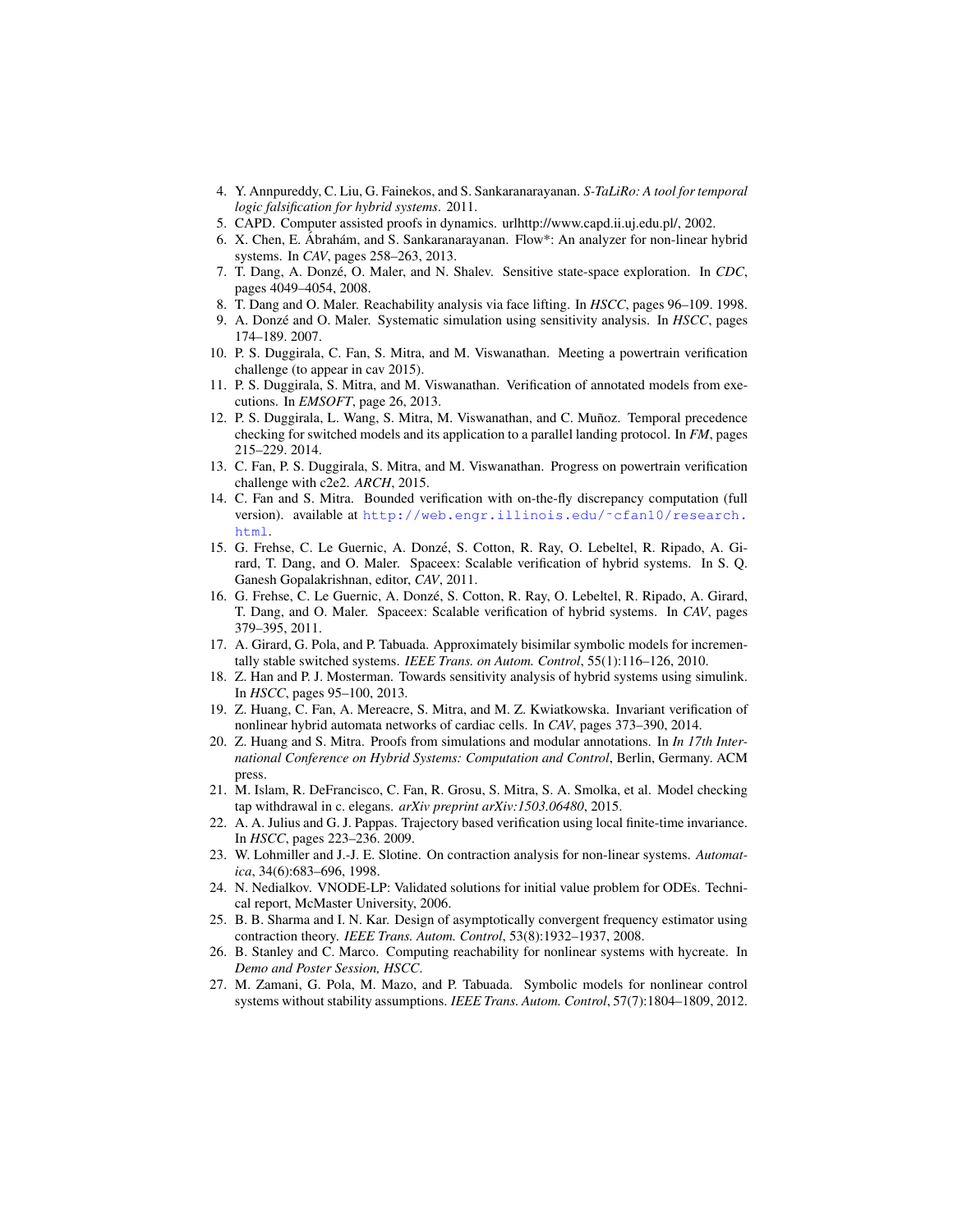4. Y. Annpureddy, C. Liu, G. Fainekos, and S. Sankaranarayanan. *S-TaLiRo: A tool for temporal logic falsification for hybrid systems*. 2011.
5. CAPD. Computer assisted proofs in dynamics. urlhttp://www.capd.ii.uj.edu.pl/, 2002.
6. X. Chen, E. Ábrahám, and S. Sankaranarayanan. Flow*: An analyzer for non-linear hybrid systems. In *CAV*, pages 258–263, 2013.
7. T. Dang, A. Donzé, O. Maler, and N. Shalev. Sensitive state-space exploration. In *CDC*, pages 4049–4054, 2008.
8. T. Dang and O. Maler. Reachability analysis via face lifting. In *HSCC*, pages 96–109. 1998.
9. A. Donzé and O. Maler. Systematic simulation using sensitivity analysis. In *HSCC*, pages 174–189. 2007.
10. P. S. Duggirala, C. Fan, S. Mitra, and M. Viswanathan. Meeting a powertrain verification challenge (to appear in cav 2015).
11. P. S. Duggirala, S. Mitra, and M. Viswanathan. Verification of annotated models from executions. In *EMSOFT*, page 26, 2013.
12. P. S. Duggirala, L. Wang, S. Mitra, M. Viswanathan, and C. Muñoz. Temporal precedence checking for switched models and its application to a parallel landing protocol. In *FM*, pages 215–229. 2014.
13. C. Fan, P. S. Duggirala, S. Mitra, and M. Viswanathan. Progress on powertrain verification challenge with c2e2. *ARCH*, 2015.
14. C. Fan and S. Mitra. Bounded verification with on-the-fly discrepancy computation (full version). available at http://web.engr.illinois.edu/~cfan10/research.html.
15. G. Frehse, C. Le Guernic, A. Donzé, S. Cotton, R. Ray, O. Lebeltel, R. Ripado, A. Girard, T. Dang, and O. Maler. Spaceex: Scalable verification of hybrid systems. In S. Q. Ganesh Gopalakrishnan, editor, *CAV*, 2011.
16. G. Frehse, C. Le Guernic, A. Donzé, S. Cotton, R. Ray, O. Lebeltel, R. Ripado, A. Girard, T. Dang, and O. Maler. Spaceex: Scalable verification of hybrid systems. In *CAV*, pages 379–395, 2011.
17. A. Girard, G. Pola, and P. Tabuada. Approximately bisimilar symbolic models for incrementally stable switched systems. *IEEE Trans. on Autom. Control*, 55(1):116–126, 2010.
18. Z. Han and P. J. Mosterman. Towards sensitivity analysis of hybrid systems using simulink. In *HSCC*, pages 95–100, 2013.
19. Z. Huang, C. Fan, A. Mereacre, S. Mitra, and M. Z. Kwiatkowska. Invariant verification of nonlinear hybrid automata networks of cardiac cells. In *CAV*, pages 373–390, 2014.
20. Z. Huang and S. Mitra. Proofs from simulations and modular annotations. In *In 17th International Conference on Hybrid Systems: Computation and Control*, Berlin, Germany. ACM press.
21. M. Islam, R. DeFrancisco, C. Fan, R. Grosu, S. Mitra, S. A. Smolka, et al. Model checking tap withdrawal in c. elegans. *arXiv preprint arXiv:1503.06480*, 2015.
22. A. A. Julius and G. J. Pappas. Trajectory based verification using local finite-time invariance. In *HSCC*, pages 223–236. 2009.
23. W. Lohmiller and J.-J. E. Slotine. On contraction analysis for non-linear systems. *Automatica*, 34(6):683–696, 1998.
24. N. Nedialkov. VNODE-LP: Validated solutions for initial value problem for ODEs. Technical report, McMaster University, 2006.
25. B. B. Sharma and I. N. Kar. Design of asymptotically convergent frequency estimator using contraction theory. *IEEE Trans. Autom. Control*, 53(8):1932–1937, 2008.
26. B. Stanley and C. Marco. Computing reachability for nonlinear systems with hycreate. In *Demo and Poster Session, HSCC*.
27. M. Zamani, G. Pola, M. Mazo, and P. Tabuada. Symbolic models for nonlinear control systems without stability assumptions. *IEEE Trans. Autom. Control*, 57(7):1804–1809, 2012.